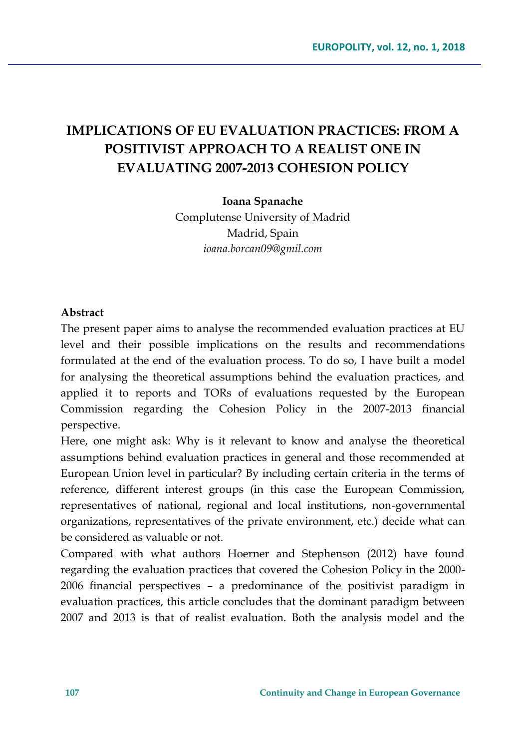# IMPLICATIONS OF EU EVALUATION PRACTICES: FROM A POSITIVIST APPROACH TO A REALIST ONE IN EVALUATING 2007-2013 COHESION POLICY

**Ioana Spanache**

Complutense University of Madrid

Madrid, Spain

*ioana.borcan09@gmil.com*

**Abstract**

The present paper aims to analyse the recommended evaluation practices at EU level and their possible implications on the results and recommendations formulated at the end of the evaluation process. To do so, I have built a model for analysing the theoretical assumptions behind the evaluation practices, and applied it to reports and TORs of evaluations requested by the European Commission regarding the Cohesion Policy in the 2007-2013 financial perspective.

Here, one might ask: Why is it relevant to know and analyse the theoretical assumptions behind evaluation practices in general and those recommended at European Union level in particular? By including certain criteria in the terms of reference, different interest groups (in this case the European Commission, representatives of national, regional and local institutions, non-governmental organizations, representatives of the private environment, etc.) decide what can be considered as valuable or not.

Compared with what authors Hoerner and Stephenson (2012) have found regarding the evaluation practices that covered the Cohesion Policy in the 2000-2006 financial perspectives – a predominance of the positivist paradigm in evaluation practices, this article concludes that the dominant paradigm between 2007 and 2013 is that of realist evaluation. Both the analysis model and the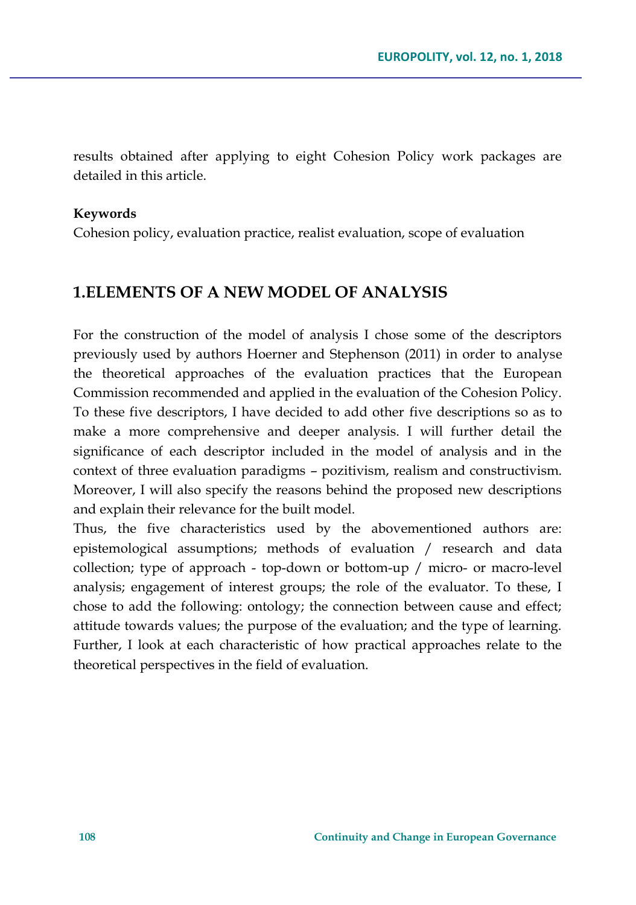results obtained after applying to eight Cohesion Policy work packages are detailed in this article.

**Keywords**

Cohesion policy, evaluation practice, realist evaluation, scope of evaluation

## 1.ELEMENTS OF A NEW MODEL OF ANALYSIS

For the construction of the model of analysis I chose some of the descriptors previously used by authors Hoerner and Stephenson (2011) in order to analyse the theoretical approaches of the evaluation practices that the European Commission recommended and applied in the evaluation of the Cohesion Policy. To these five descriptors, I have decided to add other five descriptions so as to make a more comprehensive and deeper analysis. I will further detail the significance of each descriptor included in the model of analysis and in the context of three evaluation paradigms – pozitivism, realism and constructivism. Moreover, I will also specify the reasons behind the proposed new descriptions and explain their relevance for the built model.

Thus, the five characteristics used by the abovementioned authors are: epistemological assumptions; methods of evaluation / research and data collection; type of approach - top-down or bottom-up / micro- or macro-level analysis; engagement of interest groups; the role of the evaluator. To these, I chose to add the following: ontology; the connection between cause and effect; attitude towards values; the purpose of the evaluation; and the type of learning. Further, I look at each characteristic of how practical approaches relate to the theoretical perspectives in the field of evaluation.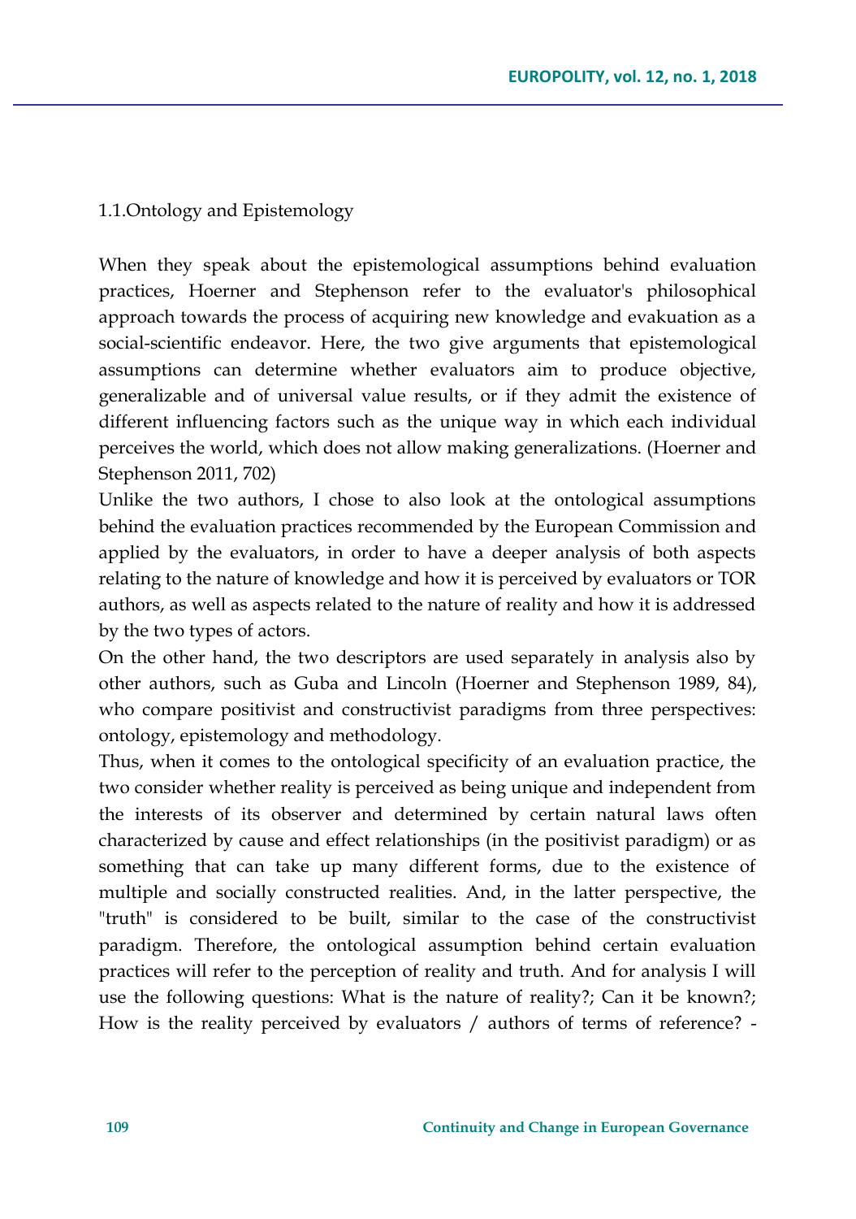1.1.Ontology and Epistemology

When they speak about the epistemological assumptions behind evaluation practices, Hoerner and Stephenson refer to the evaluator's philosophical approach towards the process of acquiring new knowledge and evakuation as a social-scientific endeavor. Here, the two give arguments that epistemological assumptions can determine whether evaluators aim to produce objective, generalizable and of universal value results, or if they admit the existence of different influencing factors such as the unique way in which each individual perceives the world, which does not allow making generalizations. (Hoerner and Stephenson 2011, 702)

Unlike the two authors, I chose to also look at the ontological assumptions behind the evaluation practices recommended by the European Commission and applied by the evaluators, in order to have a deeper analysis of both aspects relating to the nature of knowledge and how it is perceived by evaluators or TOR authors, as well as aspects related to the nature of reality and how it is addressed by the two types of actors.

On the other hand, the two descriptors are used separately in analysis also by other authors, such as Guba and Lincoln (Hoerner and Stephenson 1989, 84), who compare positivist and constructivist paradigms from three perspectives: ontology, epistemology and methodology.

Thus, when it comes to the ontological specificity of an evaluation practice, the two consider whether reality is perceived as being unique and independent from the interests of its observer and determined by certain natural laws often characterized by cause and effect relationships (in the positivist paradigm) or as something that can take up many different forms, due to the existence of multiple and socially constructed realities. And, in the latter perspective, the "truth" is considered to be built, similar to the case of the constructivist paradigm. Therefore, the ontological assumption behind certain evaluation practices will refer to the perception of reality and truth. And for analysis I will use the following questions: What is the nature of reality?; Can it be known?; How is the reality perceived by evaluators / authors of terms of reference? -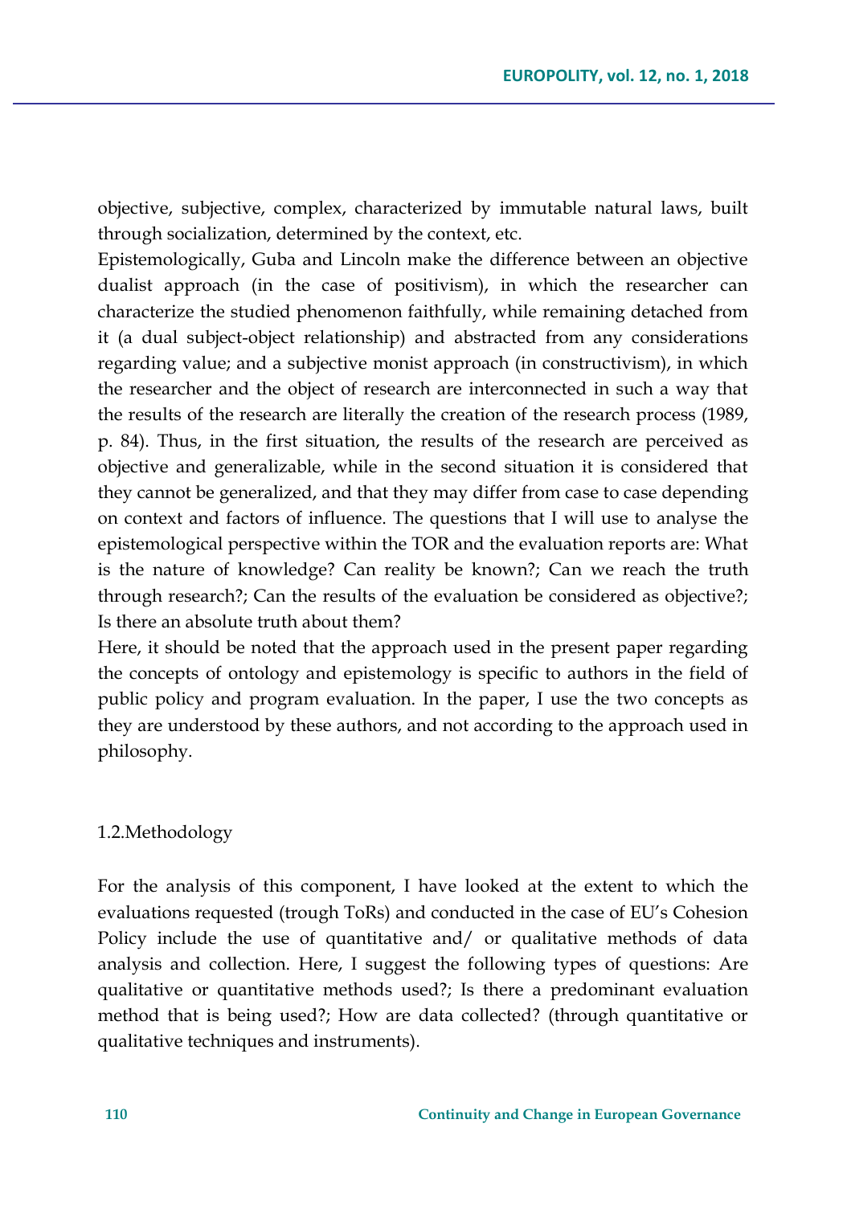objective, subjective, complex, characterized by immutable natural laws, built through socialization, determined by the context, etc.

Epistemologically, Guba and Lincoln make the difference between an objective dualist approach (in the case of positivism), in which the researcher can characterize the studied phenomenon faithfully, while remaining detached from it (a dual subject-object relationship) and abstracted from any considerations regarding value; and a subjective monist approach (in constructivism), in which the researcher and the object of research are interconnected in such a way that the results of the research are literally the creation of the research process (1989, p. 84). Thus, in the first situation, the results of the research are perceived as objective and generalizable, while in the second situation it is considered that they cannot be generalized, and that they may differ from case to case depending on context and factors of influence. The questions that I will use to analyse the epistemological perspective within the TOR and the evaluation reports are: What is the nature of knowledge? Can reality be known?; Can we reach the truth through research?; Can the results of the evaluation be considered as objective?; Is there an absolute truth about them?

Here, it should be noted that the approach used in the present paper regarding the concepts of ontology and epistemology is specific to authors in the field of public policy and program evaluation. In the paper, I use the two concepts as they are understood by these authors, and not according to the approach used in philosophy.

### 1.2.Methodology

For the analysis of this component, I have looked at the extent to which the evaluations requested (trough ToRs) and conducted in the case of EU's Cohesion Policy include the use of quantitative and/ or qualitative methods of data analysis and collection. Here, I suggest the following types of questions: Are qualitative or quantitative methods used?; Is there a predominant evaluation method that is being used?; How are data collected? (through quantitative or qualitative techniques and instruments).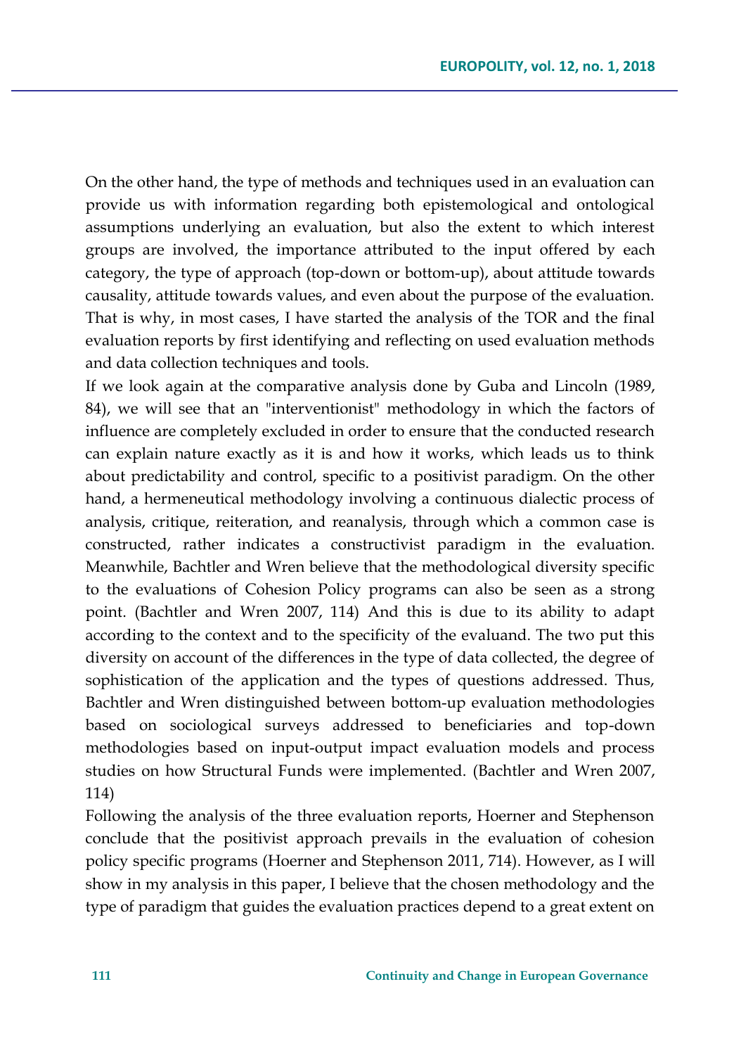On the other hand, the type of methods and techniques used in an evaluation can provide us with information regarding both epistemological and ontological assumptions underlying an evaluation, but also the extent to which interest groups are involved, the importance attributed to the input offered by each category, the type of approach (top-down or bottom-up), about attitude towards causality, attitude towards values, and even about the purpose of the evaluation. That is why, in most cases, I have started the analysis of the TOR and the final evaluation reports by first identifying and reflecting on used evaluation methods and data collection techniques and tools.

If we look again at the comparative analysis done by Guba and Lincoln (1989, 84), we will see that an "interventionist" methodology in which the factors of influence are completely excluded in order to ensure that the conducted research can explain nature exactly as it is and how it works, which leads us to think about predictability and control, specific to a positivist paradigm. On the other hand, a hermeneutical methodology involving a continuous dialectic process of analysis, critique, reiteration, and reanalysis, through which a common case is constructed, rather indicates a constructivist paradigm in the evaluation. Meanwhile, Bachtler and Wren believe that the methodological diversity specific to the evaluations of Cohesion Policy programs can also be seen as a strong point. (Bachtler and Wren 2007, 114) And this is due to its ability to adapt according to the context and to the specificity of the evaluand. The two put this diversity on account of the differences in the type of data collected, the degree of sophistication of the application and the types of questions addressed. Thus, Bachtler and Wren distinguished between bottom-up evaluation methodologies based on sociological surveys addressed to beneficiaries and top-down methodologies based on input-output impact evaluation models and process studies on how Structural Funds were implemented. (Bachtler and Wren 2007, 114)

Following the analysis of the three evaluation reports, Hoerner and Stephenson conclude that the positivist approach prevails in the evaluation of cohesion policy specific programs (Hoerner and Stephenson 2011, 714). However, as I will show in my analysis in this paper, I believe that the chosen methodology and the type of paradigm that guides the evaluation practices depend to a great extent on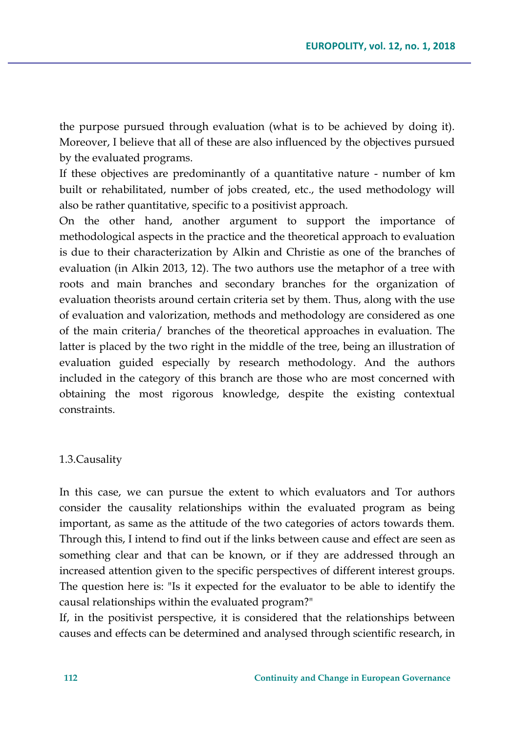the purpose pursued through evaluation (what is to be achieved by doing it). Moreover, I believe that all of these are also influenced by the objectives pursued by the evaluated programs.

If these objectives are predominantly of a quantitative nature - number of km built or rehabilitated, number of jobs created, etc., the used methodology will also be rather quantitative, specific to a positivist approach.

On the other hand, another argument to support the importance of methodological aspects in the practice and the theoretical approach to evaluation is due to their characterization by Alkin and Christie as one of the branches of evaluation (in Alkin 2013, 12). The two authors use the metaphor of a tree with roots and main branches and secondary branches for the organization of evaluation theorists around certain criteria set by them. Thus, along with the use of evaluation and valorization, methods and methodology are considered as one of the main criteria/ branches of the theoretical approaches in evaluation. The latter is placed by the two right in the middle of the tree, being an illustration of evaluation guided especially by research methodology. And the authors included in the category of this branch are those who are most concerned with obtaining the most rigorous knowledge, despite the existing contextual constraints.

### 1.3.Causality

In this case, we can pursue the extent to which evaluators and Tor authors consider the causality relationships within the evaluated program as being important, as same as the attitude of the two categories of actors towards them. Through this, I intend to find out if the links between cause and effect are seen as something clear and that can be known, or if they are addressed through an increased attention given to the specific perspectives of different interest groups. The question here is: "Is it expected for the evaluator to be able to identify the causal relationships within the evaluated program?"

If, in the positivist perspective, it is considered that the relationships between causes and effects can be determined and analysed through scientific research, in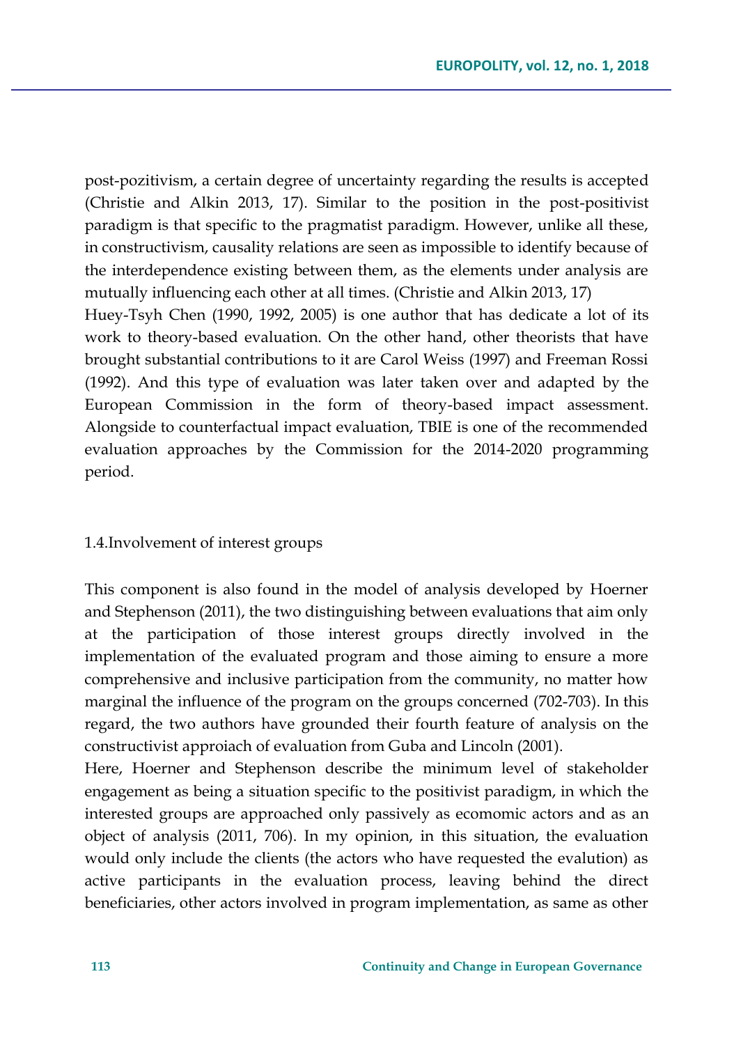post-pozitivism, a certain degree of uncertainty regarding the results is accepted (Christie and Alkin 2013, 17). Similar to the position in the post-positivist paradigm is that specific to the pragmatist paradigm. However, unlike all these, in constructivism, causality relations are seen as impossible to identify because of the interdependence existing between them, as the elements under analysis are mutually influencing each other at all times. (Christie and Alkin 2013, 17)

Huey-Tsyh Chen (1990, 1992, 2005) is one author that has dedicate a lot of its work to theory-based evaluation. On the other hand, other theorists that have brought substantial contributions to it are Carol Weiss (1997) and Freeman Rossi (1992). And this type of evaluation was later taken over and adapted by the European Commission in the form of theory-based impact assessment. Alongside to counterfactual impact evaluation, TBIE is one of the recommended evaluation approaches by the Commission for the 2014-2020 programming period.

## 1.4.Involvement of interest groups

This component is also found in the model of analysis developed by Hoerner and Stephenson (2011), the two distinguishing between evaluations that aim only at the participation of those interest groups directly involved in the implementation of the evaluated program and those aiming to ensure a more comprehensive and inclusive participation from the community, no matter how marginal the influence of the program on the groups concerned (702-703). In this regard, the two authors have grounded their fourth feature of analysis on the constructivist approiach of evaluation from Guba and Lincoln (2001).

Here, Hoerner and Stephenson describe the minimum level of stakeholder engagement as being a situation specific to the positivist paradigm, in which the interested groups are approached only passively as ecomomic actors and as an object of analysis (2011, 706). In my opinion, in this situation, the evaluation would only include the clients (the actors who have requested the evalution) as active participants in the evaluation process, leaving behind the direct beneficiaries, other actors involved in program implementation, as same as other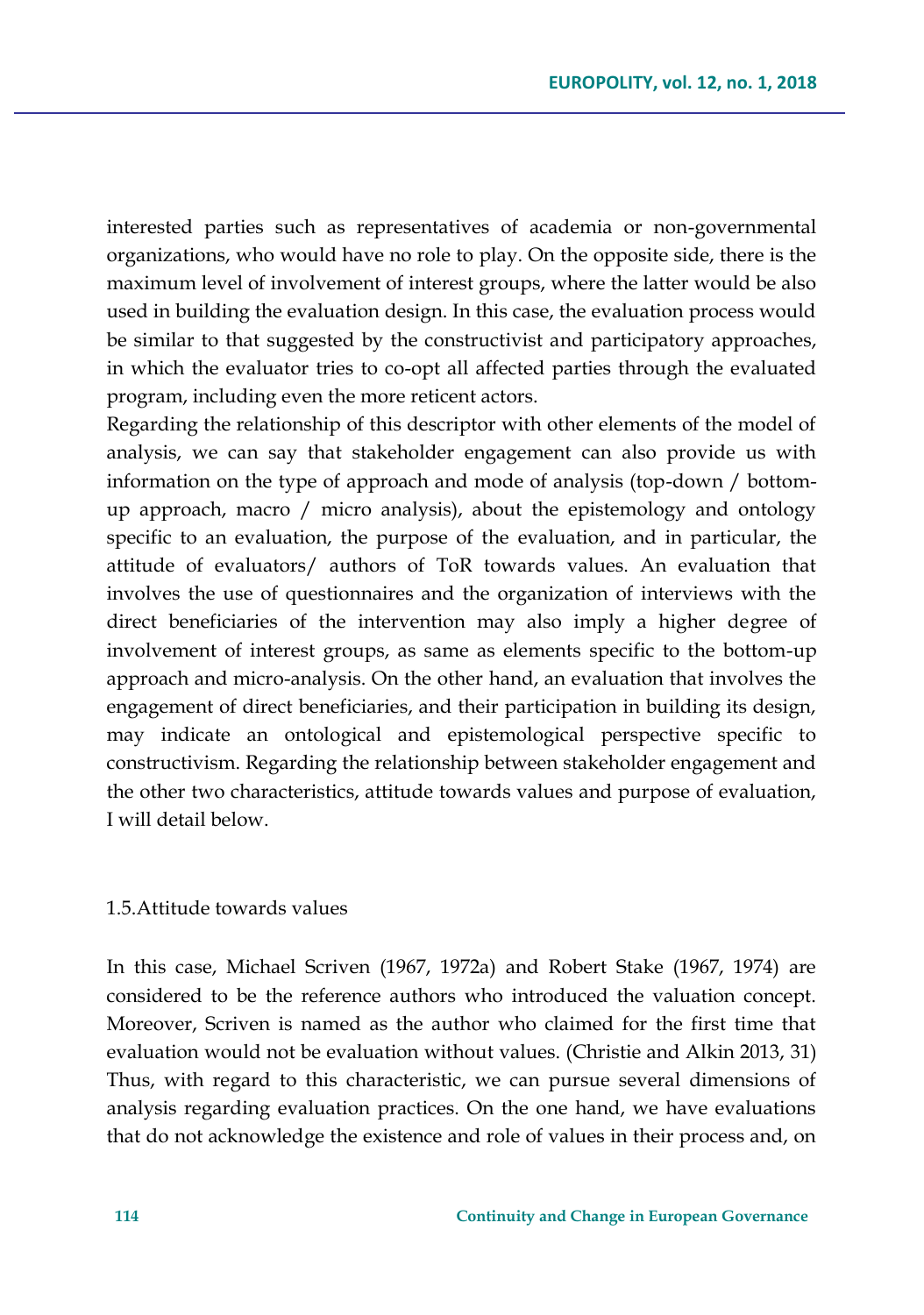interested parties such as representatives of academia or non-governmental organizations, who would have no role to play. On the opposite side, there is the maximum level of involvement of interest groups, where the latter would be also used in building the evaluation design. In this case, the evaluation process would be similar to that suggested by the constructivist and participatory approaches, in which the evaluator tries to co-opt all affected parties through the evaluated program, including even the more reticent actors.

Regarding the relationship of this descriptor with other elements of the model of analysis, we can say that stakeholder engagement can also provide us with information on the type of approach and mode of analysis (top-down / bottom-up approach, macro / micro analysis), about the epistemology and ontology specific to an evaluation, the purpose of the evaluation, and in particular, the attitude of evaluators/ authors of ToR towards values. An evaluation that involves the use of questionnaires and the organization of interviews with the direct beneficiaries of the intervention may also imply a higher degree of involvement of interest groups, as same as elements specific to the bottom-up approach and micro-analysis. On the other hand, an evaluation that involves the engagement of direct beneficiaries, and their participation in building its design, may indicate an ontological and epistemological perspective specific to constructivism. Regarding the relationship between stakeholder engagement and the other two characteristics, attitude towards values and purpose of evaluation, I will detail below.

### 1.5.Attitude towards values

In this case, Michael Scriven (1967, 1972a) and Robert Stake (1967, 1974) are considered to be the reference authors who introduced the valuation concept. Moreover, Scriven is named as the author who claimed for the first time that evaluation would not be evaluation without values. (Christie and Alkin 2013, 31) Thus, with regard to this characteristic, we can pursue several dimensions of analysis regarding evaluation practices. On the one hand, we have evaluations that do not acknowledge the existence and role of values in their process and, on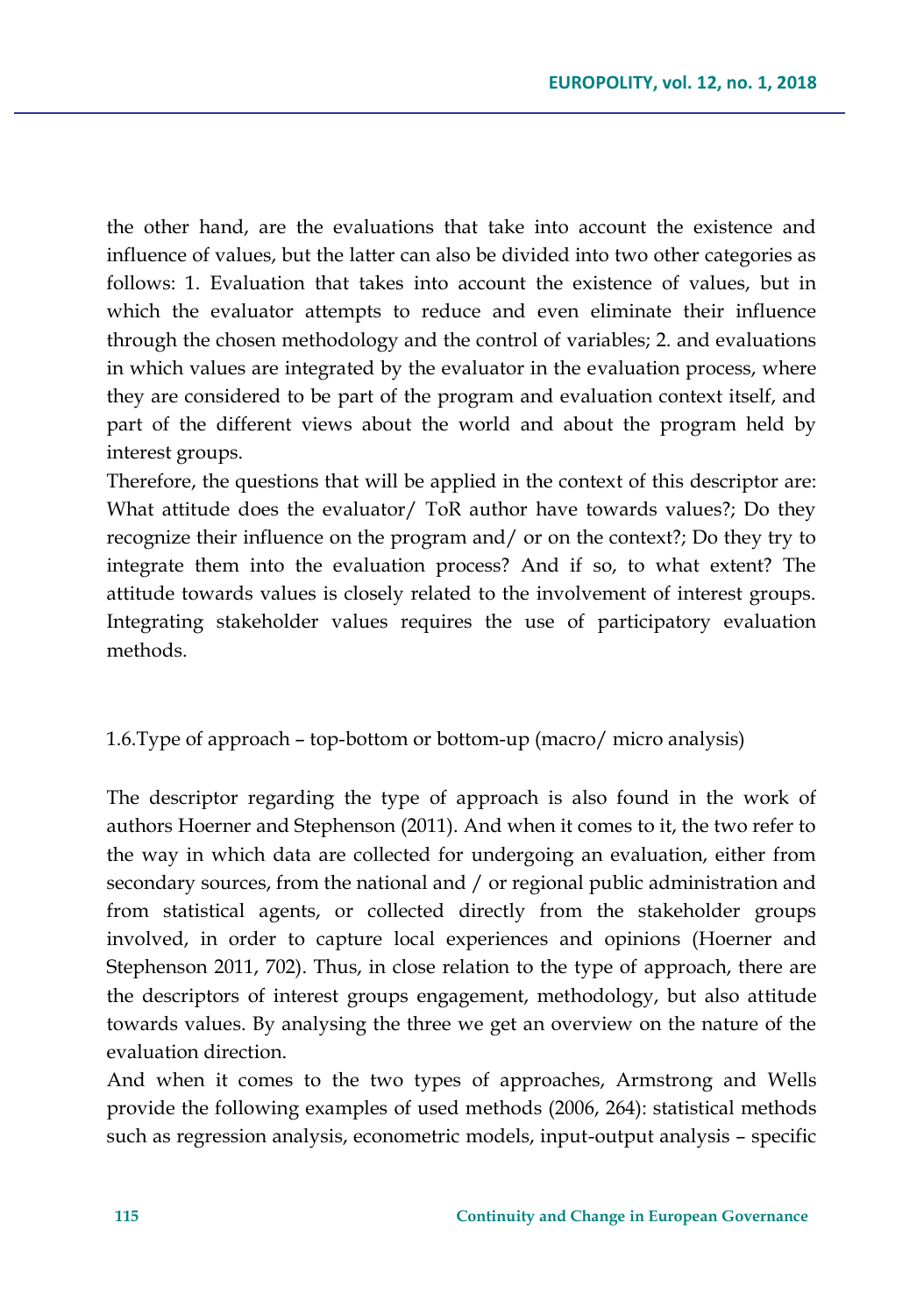the other hand, are the evaluations that take into account the existence and influence of values, but the latter can also be divided into two other categories as follows: 1. Evaluation that takes into account the existence of values, but in which the evaluator attempts to reduce and even eliminate their influence through the chosen methodology and the control of variables; 2. and evaluations in which values are integrated by the evaluator in the evaluation process, where they are considered to be part of the program and evaluation context itself, and part of the different views about the world and about the program held by interest groups.

Therefore, the questions that will be applied in the context of this descriptor are: What attitude does the evaluator/ ToR author have towards values?; Do they recognize their influence on the program and/ or on the context?; Do they try to integrate them into the evaluation process? And if so, to what extent? The attitude towards values is closely related to the involvement of interest groups. Integrating stakeholder values requires the use of participatory evaluation methods.

### 1.6.Type of approach – top-bottom or bottom-up (macro/ micro analysis)

The descriptor regarding the type of approach is also found in the work of authors Hoerner and Stephenson (2011). And when it comes to it, the two refer to the way in which data are collected for undergoing an evaluation, either from secondary sources, from the national and / or regional public administration and from statistical agents, or collected directly from the stakeholder groups involved, in order to capture local experiences and opinions (Hoerner and Stephenson 2011, 702). Thus, in close relation to the type of approach, there are the descriptors of interest groups engagement, methodology, but also attitude towards values. By analysing the three we get an overview on the nature of the evaluation direction.

And when it comes to the two types of approaches, Armstrong and Wells provide the following examples of used methods (2006, 264): statistical methods such as regression analysis, econometric models, input-output analysis – specific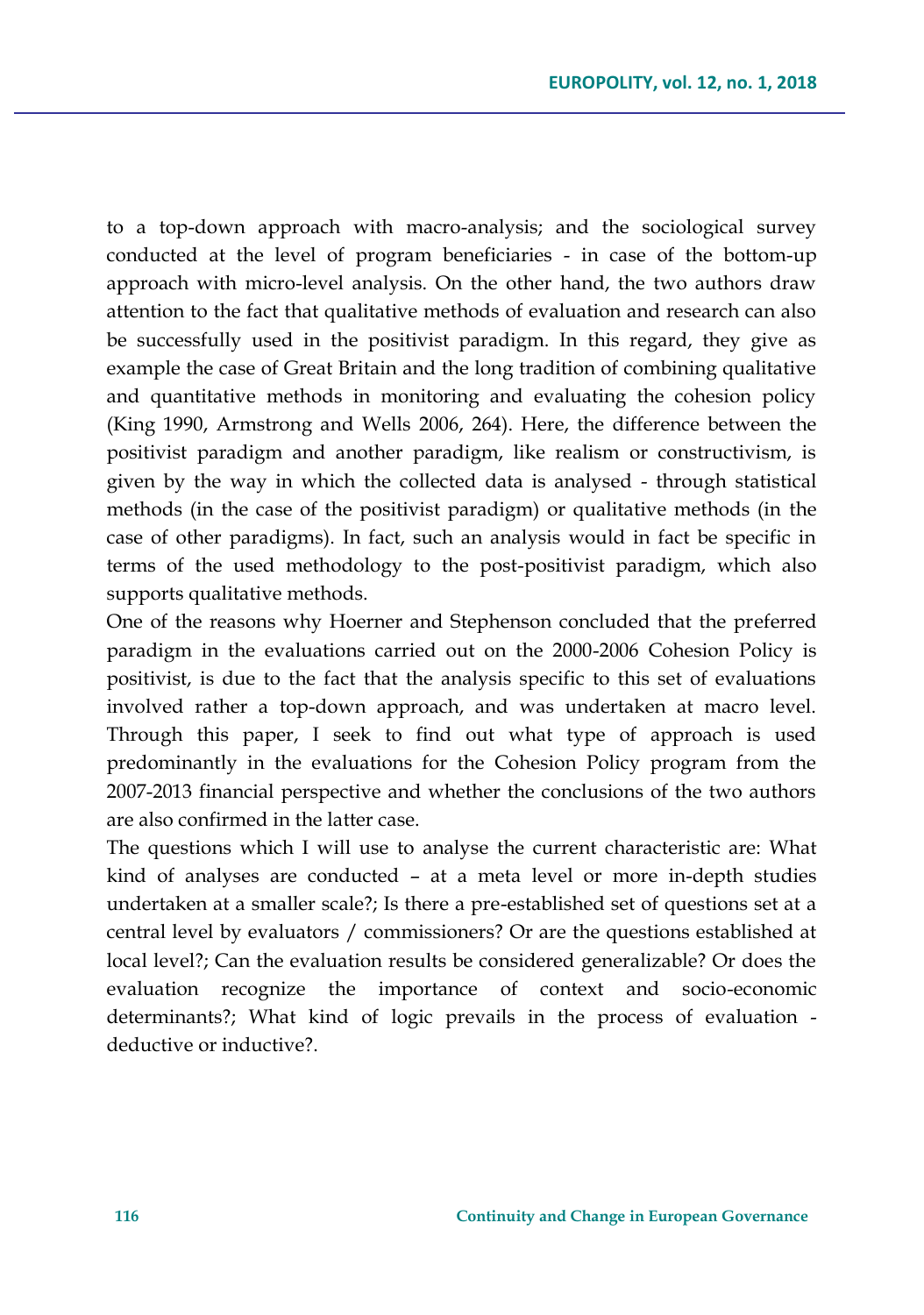to a top-down approach with macro-analysis; and the sociological survey conducted at the level of program beneficiaries - in case of the bottom-up approach with micro-level analysis. On the other hand, the two authors draw attention to the fact that qualitative methods of evaluation and research can also be successfully used in the positivist paradigm. In this regard, they give as example the case of Great Britain and the long tradition of combining qualitative and quantitative methods in monitoring and evaluating the cohesion policy (King 1990, Armstrong and Wells 2006, 264). Here, the difference between the positivist paradigm and another paradigm, like realism or constructivism, is given by the way in which the collected data is analysed - through statistical methods (in the case of the positivist paradigm) or qualitative methods (in the case of other paradigms). In fact, such an analysis would in fact be specific in terms of the used methodology to the post-positivist paradigm, which also supports qualitative methods.

One of the reasons why Hoerner and Stephenson concluded that the preferred paradigm in the evaluations carried out on the 2000-2006 Cohesion Policy is positivist, is due to the fact that the analysis specific to this set of evaluations involved rather a top-down approach, and was undertaken at macro level. Through this paper, I seek to find out what type of approach is used predominantly in the evaluations for the Cohesion Policy program from the 2007-2013 financial perspective and whether the conclusions of the two authors are also confirmed in the latter case.

The questions which I will use to analyse the current characteristic are: What kind of analyses are conducted – at a meta level or more in-depth studies undertaken at a smaller scale?; Is there a pre-established set of questions set at a central level by evaluators / commissioners? Or are the questions established at local level?; Can the evaluation results be considered generalizable? Or does the evaluation recognize the importance of context and socio-economic determinants?; What kind of logic prevails in the process of evaluation - deductive or inductive?.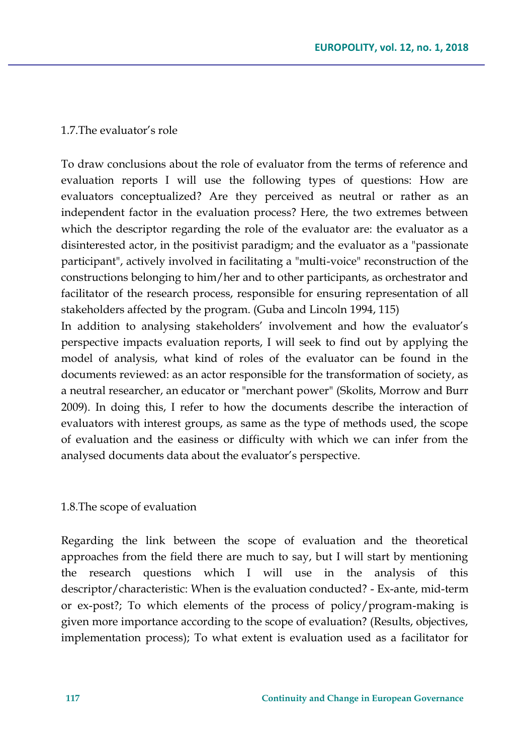### 1.7.The evaluator's role

To draw conclusions about the role of evaluator from the terms of reference and evaluation reports I will use the following types of questions: How are evaluators conceptualized? Are they perceived as neutral or rather as an independent factor in the evaluation process? Here, the two extremes between which the descriptor regarding the role of the evaluator are: the evaluator as a disinterested actor, in the positivist paradigm; and the evaluator as a "passionate participant", actively involved in facilitating a "multi-voice" reconstruction of the constructions belonging to him/her and to other participants, as orchestrator and facilitator of the research process, responsible for ensuring representation of all stakeholders affected by the program. (Guba and Lincoln 1994, 115)

In addition to analysing stakeholders' involvement and how the evaluator's perspective impacts evaluation reports, I will seek to find out by applying the model of analysis, what kind of roles of the evaluator can be found in the documents reviewed: as an actor responsible for the transformation of society, as a neutral researcher, an educator or "merchant power" (Skolits, Morrow and Burr 2009). In doing this, I refer to how the documents describe the interaction of evaluators with interest groups, as same as the type of methods used, the scope of evaluation and the easiness or difficulty with which we can infer from the analysed documents data about the evaluator's perspective.

### 1.8.The scope of evaluation

Regarding the link between the scope of evaluation and the theoretical approaches from the field there are much to say, but I will start by mentioning the research questions which I will use in the analysis of this descriptor/characteristic: When is the evaluation conducted? - Ex-ante, mid-term or ex-post?; To which elements of the process of policy/program-making is given more importance according to the scope of evaluation? (Results, objectives, implementation process); To what extent is evaluation used as a facilitator for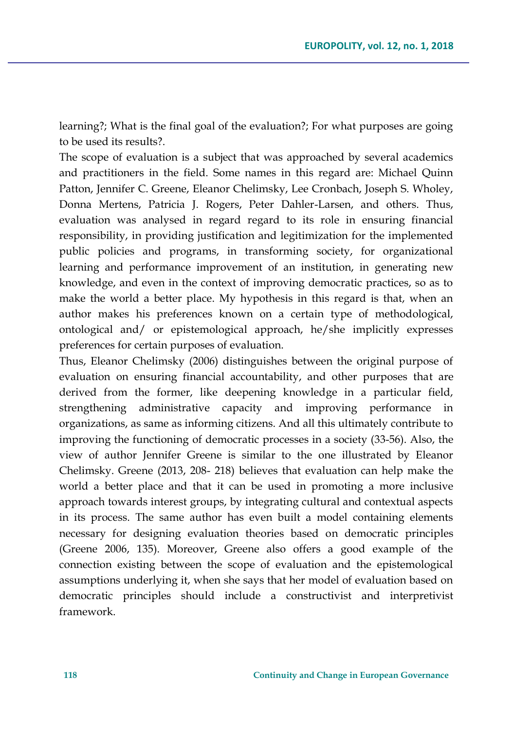learning?; What is the final goal of the evaluation?; For what purposes are going to be used its results?.

The scope of evaluation is a subject that was approached by several academics and practitioners in the field. Some names in this regard are: Michael Quinn Patton, Jennifer C. Greene, Eleanor Chelimsky, Lee Cronbach, Joseph S. Wholey, Donna Mertens, Patricia J. Rogers, Peter Dahler-Larsen, and others. Thus, evaluation was analysed in regard regard to its role in ensuring financial responsibility, in providing justification and legitimization for the implemented public policies and programs, in transforming society, for organizational learning and performance improvement of an institution, in generating new knowledge, and even in the context of improving democratic practices, so as to make the world a better place. My hypothesis in this regard is that, when an author makes his preferences known on a certain type of methodological, ontological and/ or epistemological approach, he/she implicitly expresses preferences for certain purposes of evaluation.

Thus, Eleanor Chelimsky (2006) distinguishes between the original purpose of evaluation on ensuring financial accountability, and other purposes that are derived from the former, like deepening knowledge in a particular field, strengthening administrative capacity and improving performance in organizations, as same as informing citizens. And all this ultimately contribute to improving the functioning of democratic processes in a society (33-56). Also, the view of author Jennifer Greene is similar to the one illustrated by Eleanor Chelimsky. Greene (2013, 208- 218) believes that evaluation can help make the world a better place and that it can be used in promoting a more inclusive approach towards interest groups, by integrating cultural and contextual aspects in its process. The same author has even built a model containing elements necessary for designing evaluation theories based on democratic principles (Greene 2006, 135). Moreover, Greene also offers a good example of the connection existing between the scope of evaluation and the epistemological assumptions underlying it, when she says that her model of evaluation based on democratic principles should include a constructivist and interpretivist framework.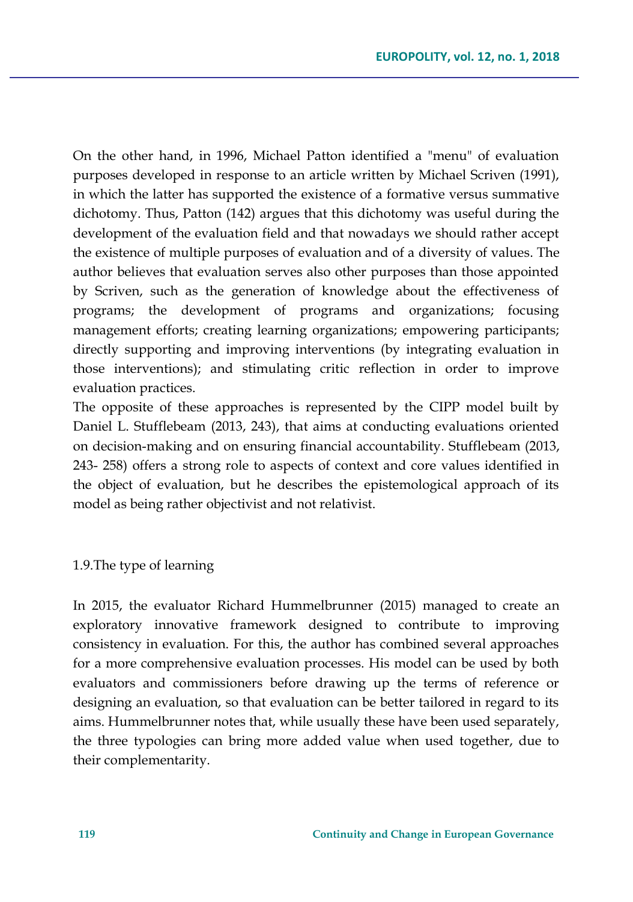On the other hand, in 1996, Michael Patton identified a "menu" of evaluation purposes developed in response to an article written by Michael Scriven (1991), in which the latter has supported the existence of a formative versus summative dichotomy. Thus, Patton (142) argues that this dichotomy was useful during the development of the evaluation field and that nowadays we should rather accept the existence of multiple purposes of evaluation and of a diversity of values. The author believes that evaluation serves also other purposes than those appointed by Scriven, such as the generation of knowledge about the effectiveness of programs; the development of programs and organizations; focusing management efforts; creating learning organizations; empowering participants; directly supporting and improving interventions (by integrating evaluation in those interventions); and stimulating critic reflection in order to improve evaluation practices.

The opposite of these approaches is represented by the CIPP model built by Daniel L. Stufflebeam (2013, 243), that aims at conducting evaluations oriented on decision-making and on ensuring financial accountability. Stufflebeam (2013, 243- 258) offers a strong role to aspects of context and core values identified in the object of evaluation, but he describes the epistemological approach of its model as being rather objectivist and not relativist.

### 1.9.The type of learning

In 2015, the evaluator Richard Hummelbrunner (2015) managed to create an exploratory innovative framework designed to contribute to improving consistency in evaluation. For this, the author has combined several approaches for a more comprehensive evaluation processes. His model can be used by both evaluators and commissioners before drawing up the terms of reference or designing an evaluation, so that evaluation can be better tailored in regard to its aims. Hummelbrunner notes that, while usually these have been used separately, the three typologies can bring more added value when used together, due to their complementarity.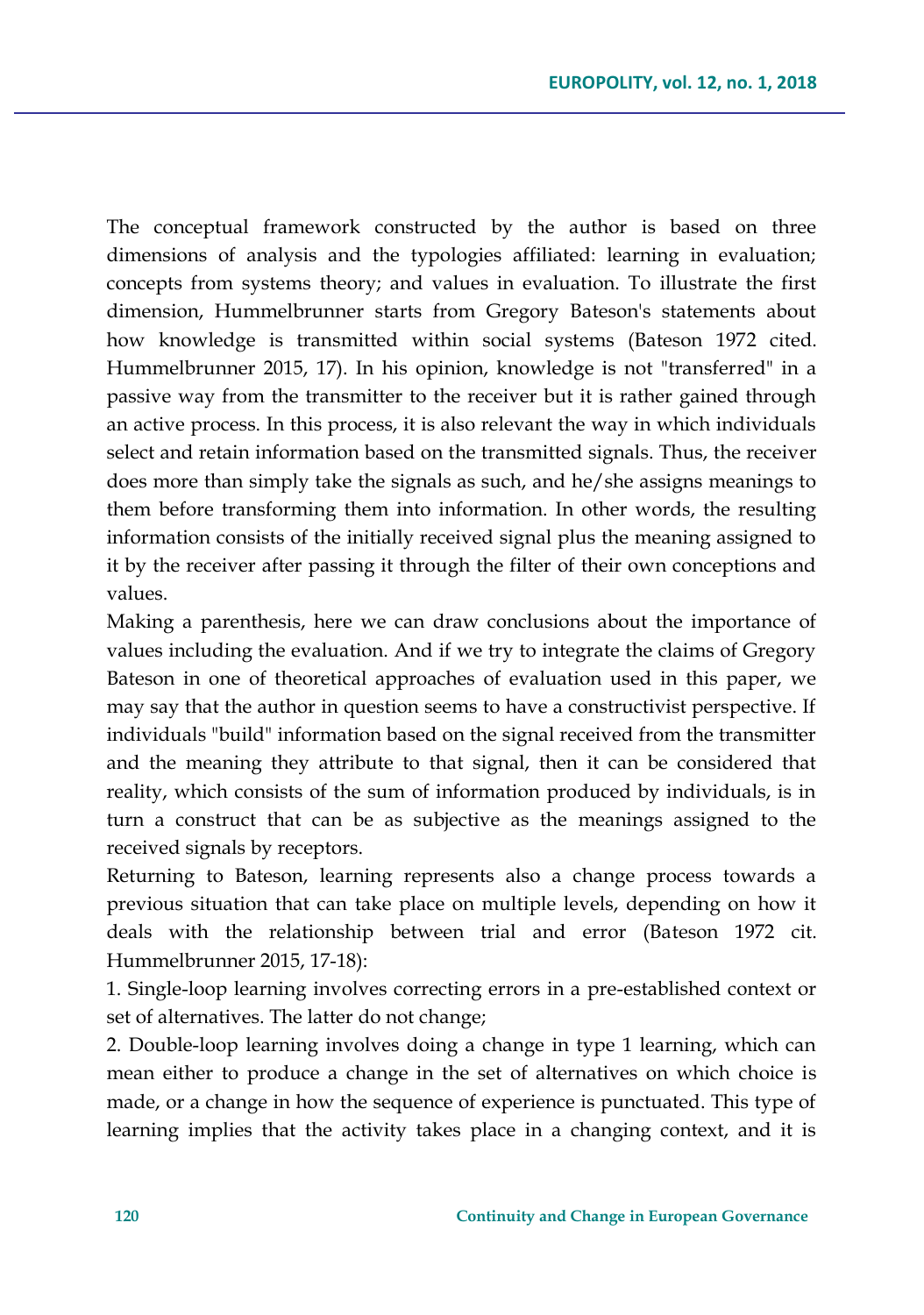The conceptual framework constructed by the author is based on three dimensions of analysis and the typologies affiliated: learning in evaluation; concepts from systems theory; and values in evaluation. To illustrate the first dimension, Hummelbrunner starts from Gregory Bateson's statements about how knowledge is transmitted within social systems (Bateson 1972 cited. Hummelbrunner 2015, 17). In his opinion, knowledge is not "transferred" in a passive way from the transmitter to the receiver but it is rather gained through an active process. In this process, it is also relevant the way in which individuals select and retain information based on the transmitted signals. Thus, the receiver does more than simply take the signals as such, and he/she assigns meanings to them before transforming them into information. In other words, the resulting information consists of the initially received signal plus the meaning assigned to it by the receiver after passing it through the filter of their own conceptions and values.

Making a parenthesis, here we can draw conclusions about the importance of values including the evaluation. And if we try to integrate the claims of Gregory Bateson in one of theoretical approaches of evaluation used in this paper, we may say that the author in question seems to have a constructivist perspective. If individuals "build" information based on the signal received from the transmitter and the meaning they attribute to that signal, then it can be considered that reality, which consists of the sum of information produced by individuals, is in turn a construct that can be as subjective as the meanings assigned to the received signals by receptors.

Returning to Bateson, learning represents also a change process towards a previous situation that can take place on multiple levels, depending on how it deals with the relationship between trial and error (Bateson 1972 cit. Hummelbrunner 2015, 17-18):

1. Single-loop learning involves correcting errors in a pre-established context or set of alternatives. The latter do not change;
2. Double-loop learning involves doing a change in type 1 learning, which can mean either to produce a change in the set of alternatives on which choice is made, or a change in how the sequence of experience is punctuated. This type of learning implies that the activity takes place in a changing context, and it is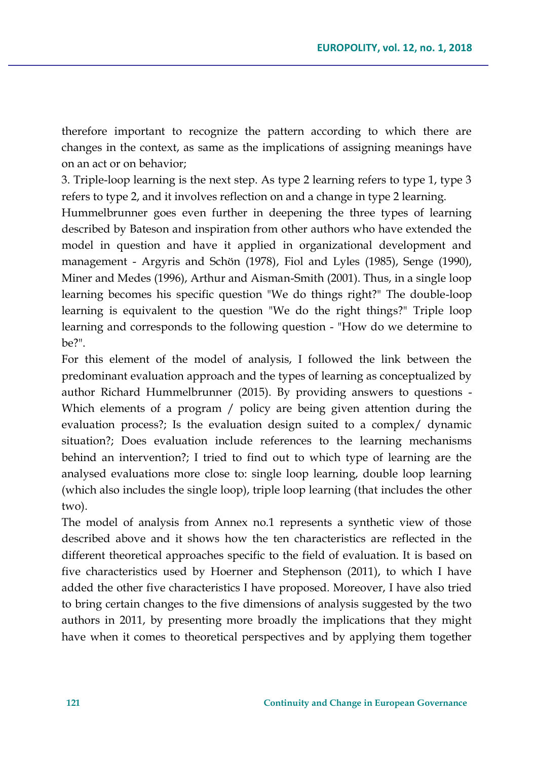therefore important to recognize the pattern according to which there are changes in the context, as same as the implications of assigning meanings have on an act or on behavior;

3. Triple-loop learning is the next step. As type 2 learning refers to type 1, type 3 refers to type 2, and it involves reflection on and a change in type 2 learning.

Hummelbrunner goes even further in deepening the three types of learning described by Bateson and inspiration from other authors who have extended the model in question and have it applied in organizational development and management - Argyris and Schön (1978), Fiol and Lyles (1985), Senge (1990), Miner and Medes (1996), Arthur and Aisman-Smith (2001). Thus, in a single loop learning becomes his specific question "We do things right?" The double-loop learning is equivalent to the question "We do the right things?" Triple loop learning and corresponds to the following question - "How do we determine to be?".

For this element of the model of analysis, I followed the link between the predominant evaluation approach and the types of learning as conceptualized by author Richard Hummelbrunner (2015). By providing answers to questions - Which elements of a program / policy are being given attention during the evaluation process?; Is the evaluation design suited to a complex/ dynamic situation?; Does evaluation include references to the learning mechanisms behind an intervention?; I tried to find out to which type of learning are the analysed evaluations more close to: single loop learning, double loop learning (which also includes the single loop), triple loop learning (that includes the other two).

The model of analysis from Annex no.1 represents a synthetic view of those described above and it shows how the ten characteristics are reflected in the different theoretical approaches specific to the field of evaluation. It is based on five characteristics used by Hoerner and Stephenson (2011), to which I have added the other five characteristics I have proposed. Moreover, I have also tried to bring certain changes to the five dimensions of analysis suggested by the two authors in 2011, by presenting more broadly the implications that they might have when it comes to theoretical perspectives and by applying them together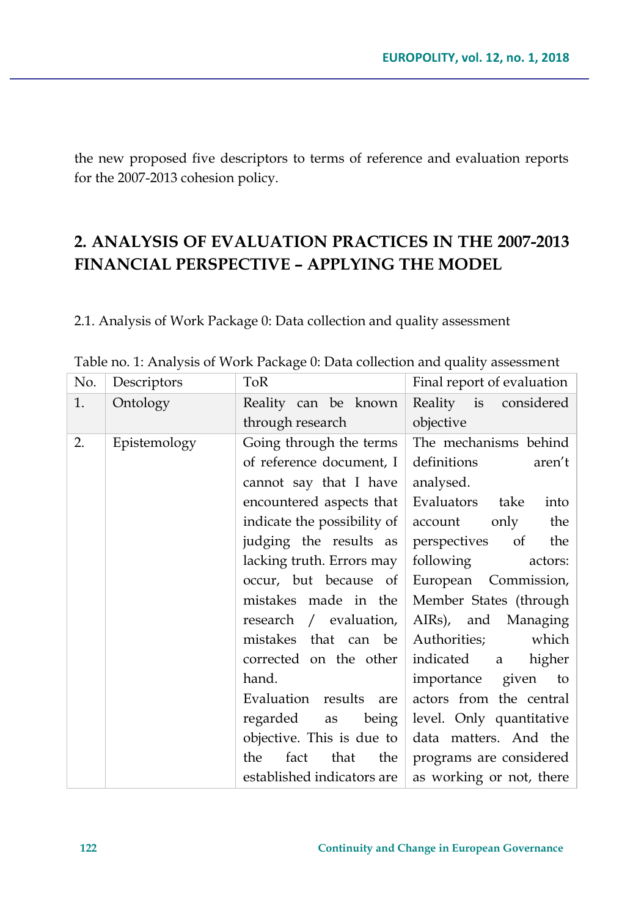the new proposed five descriptors to terms of reference and evaluation reports for the 2007-2013 cohesion policy.

## 2. ANALYSIS OF EVALUATION PRACTICES IN THE 2007-2013 FINANCIAL PERSPECTIVE – APPLYING THE MODEL

2.1. Analysis of Work Package 0: Data collection and quality assessment

Table no. 1: Analysis of Work Package 0: Data collection and quality assessment

| No. | Descriptors | ToR | Final report of evaluation |
|---|---|---|---|
| 1. | Ontology | Reality can be known through research | Reality is considered objective |
| 2. | Epistemology | Going through the terms of reference document, I cannot say that I have encountered aspects that indicate the possibility of judging the results as lacking truth. Errors may occur, but because of mistakes made in the research / evaluation, mistakes that can be corrected on the other hand. Evaluation results are regarded as being objective. This is due to the fact that the established indicators are | The mechanisms behind definitions aren't analysed. Evaluators take into account only the perspectives of the following actors: European Commission, Member States (through AIRs), and Managing Authorities; which indicated a higher importance given to actors from the central level. Only quantitative data matters. And the programs are considered as working or not, there |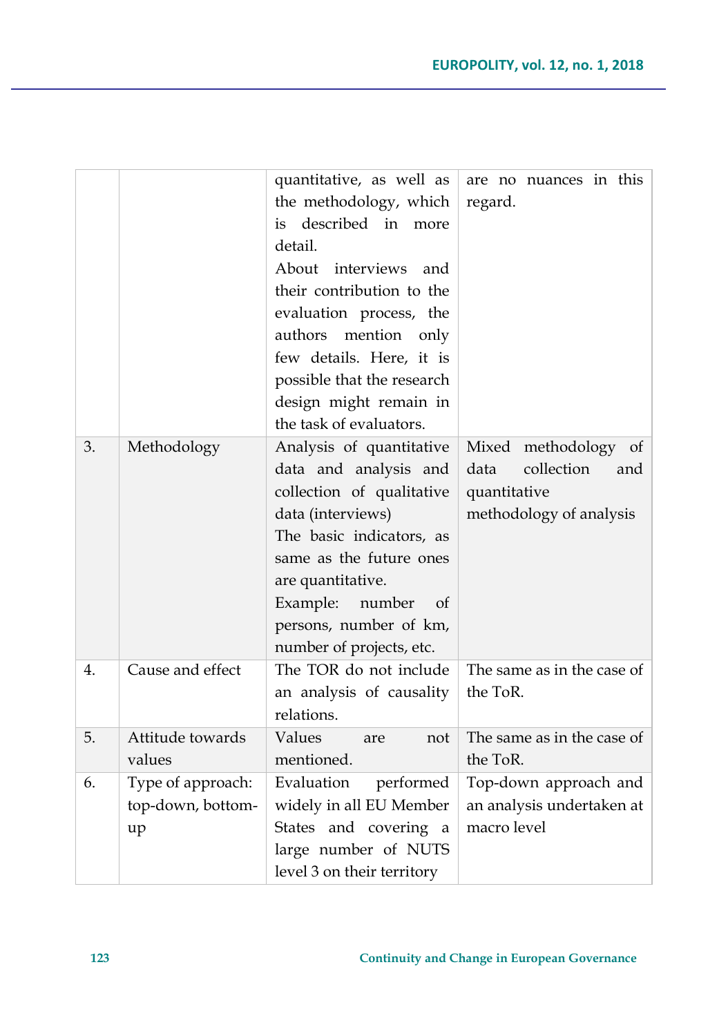| | | quantitative, as well as the methodology, which is described in more detail. About interviews and their contribution to the evaluation process, the authors mention only few details. Here, it is possible that the research design might remain in the task of evaluators. | are no nuances in this regard. |
|---|---|---|---|
| 3. | Methodology | Analysis of quantitative data and analysis and collection of qualitative data (interviews) The basic indicators, as same as the future ones are quantitative. Example: number of persons, number of km, number of projects, etc. | Mixed methodology of data collection and quantitative methodology of analysis |
| 4. | Cause and effect | The TOR do not include an analysis of causality relations. | The same as in the case of the ToR. |
| 5. | Attitude towards values | Values are not mentioned. | The same as in the case of the ToR. |
| 6. | Type of approach: top-down, bottom-up | Evaluation performed widely in all EU Member States and covering a large number of NUTS level 3 on their territory | Top-down approach and an analysis undertaken at macro level |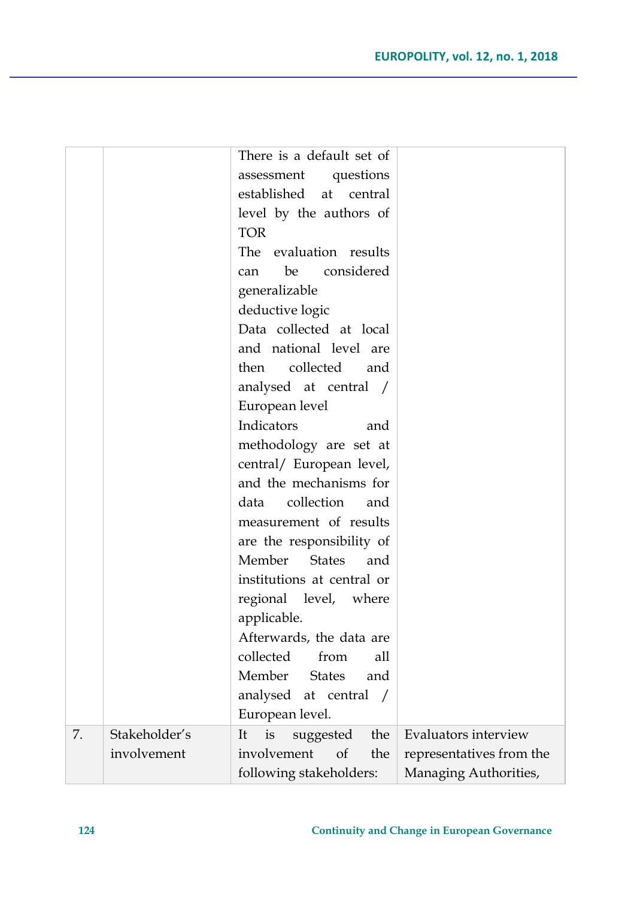| | | | |
|---|---|---|---|
| | | There is a default set of assessment questions established at central level by the authors of TOR<br>The evaluation results can be considered generalizable<br>deductive logic<br>Data collected at local and national level are then collected and analysed at central / European level<br>Indicators and methodology are set at central/ European level, and the mechanisms for data collection and measurement of results are the responsibility of Member States and institutions at central or regional level, where applicable.<br>Afterwards, the data are collected from all Member States and analysed at central / European level. | |
| 7. | Stakeholder's involvement | It is suggested the involvement of the following stakeholders: | Evaluators interview representatives from the Managing Authorities, |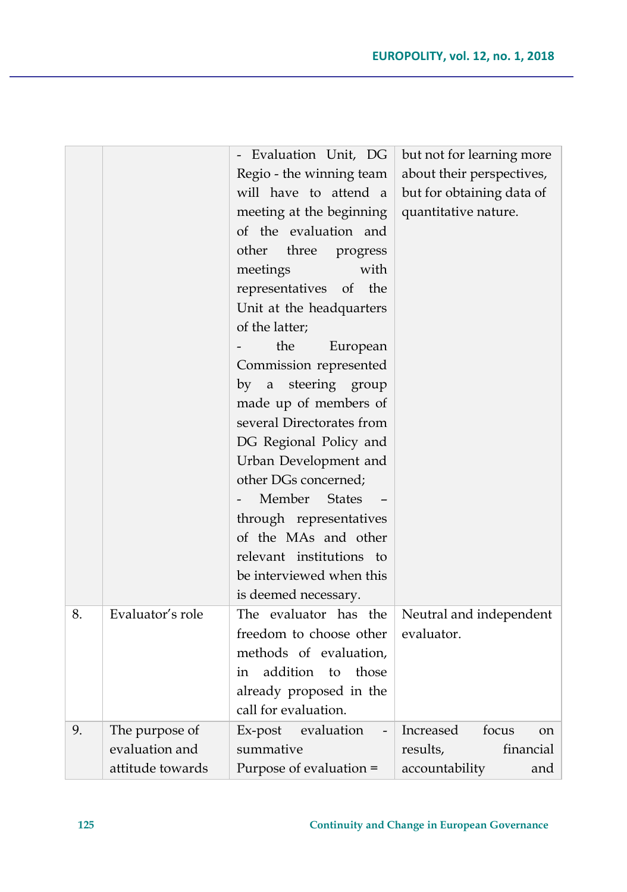| | | | |
|---|---|---|---|
| | | - Evaluation Unit, DG Regio - the winning team will have to attend a meeting at the beginning of the evaluation and other three progress meetings with representatives of the Unit at the headquarters of the latter;<br>- the European Commission represented by a steering group made up of members of several Directorates from DG Regional Policy and Urban Development and other DGs concerned;<br>- Member States – through representatives of the MAs and other relevant institutions to be interviewed when this is deemed necessary. | but not for learning more about their perspectives, but for obtaining data of quantitative nature. |
| 8. | Evaluator's role | The evaluator has the freedom to choose other methods of evaluation, in addition to those already proposed in the call for evaluation. | Neutral and independent evaluator. |
| 9. | The purpose of evaluation and attitude towards | Ex-post evaluation - summative<br>Purpose of evaluation = | Increased focus on results, financial accountability and |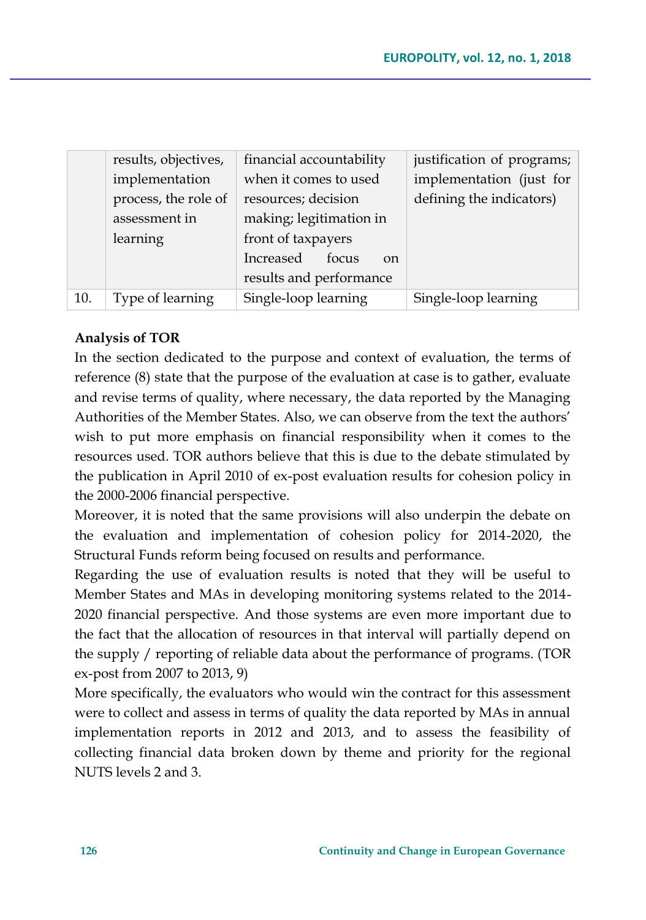|  | results, objectives, implementation process, the role of assessment in learning | financial accountability when it comes to used resources; decision making; legitimation in front of taxpayers Increased focus on results and performance | justification of programs; implementation (just for defining the indicators) |
|---|---|---|---|
| 10. | Type of learning | Single-loop learning | Single-loop learning |

**Analysis of TOR**

In the section dedicated to the purpose and context of evaluation, the terms of reference (8) state that the purpose of the evaluation at case is to gather, evaluate and revise terms of quality, where necessary, the data reported by the Managing Authorities of the Member States. Also, we can observe from the text the authors' wish to put more emphasis on financial responsibility when it comes to the resources used. TOR authors believe that this is due to the debate stimulated by the publication in April 2010 of ex-post evaluation results for cohesion policy in the 2000-2006 financial perspective.

Moreover, it is noted that the same provisions will also underpin the debate on the evaluation and implementation of cohesion policy for 2014-2020, the Structural Funds reform being focused on results and performance.

Regarding the use of evaluation results is noted that they will be useful to Member States and MAs in developing monitoring systems related to the 2014-2020 financial perspective. And those systems are even more important due to the fact that the allocation of resources in that interval will partially depend on the supply / reporting of reliable data about the performance of programs. (TOR ex-post from 2007 to 2013, 9)

More specifically, the evaluators who would win the contract for this assessment were to collect and assess in terms of quality the data reported by MAs in annual implementation reports in 2012 and 2013, and to assess the feasibility of collecting financial data broken down by theme and priority for the regional NUTS levels 2 and 3.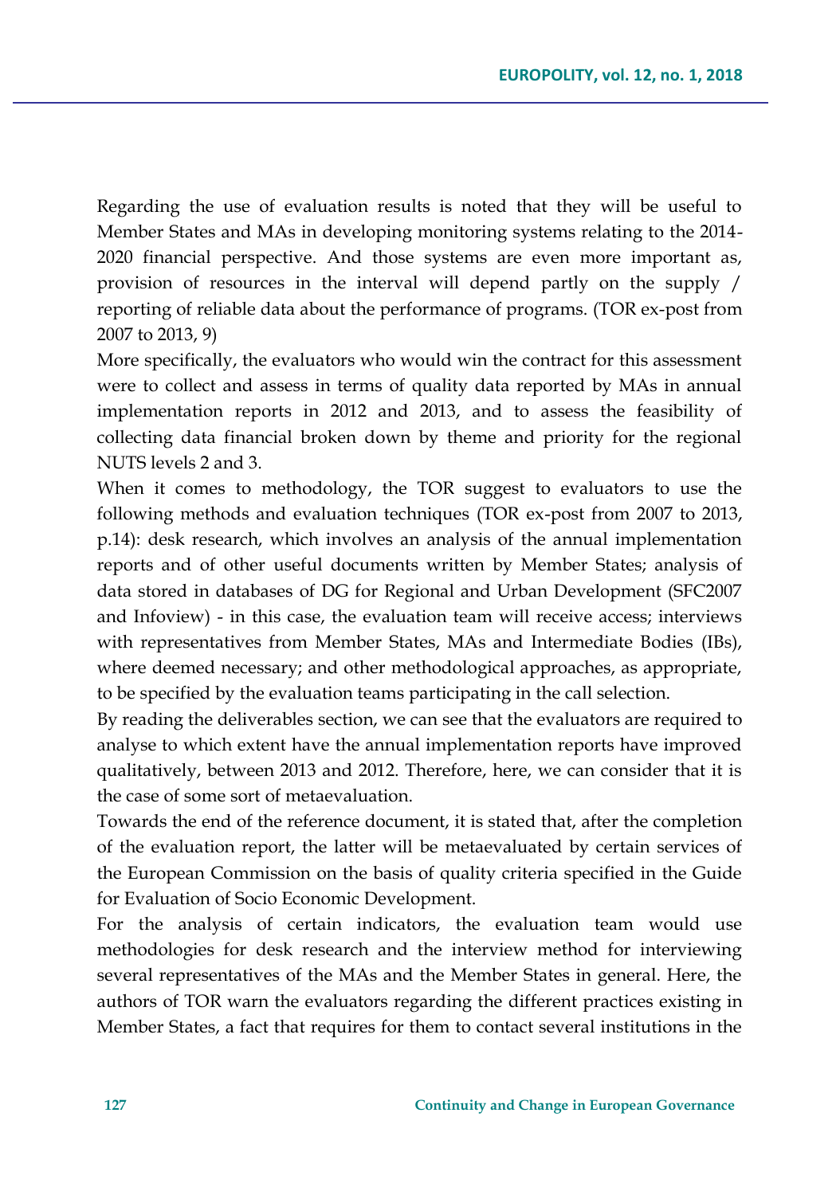Regarding the use of evaluation results is noted that they will be useful to Member States and MAs in developing monitoring systems relating to the 2014-2020 financial perspective. And those systems are even more important as, provision of resources in the interval will depend partly on the supply / reporting of reliable data about the performance of programs. (TOR ex-post from 2007 to 2013, 9)

More specifically, the evaluators who would win the contract for this assessment were to collect and assess in terms of quality data reported by MAs in annual implementation reports in 2012 and 2013, and to assess the feasibility of collecting data financial broken down by theme and priority for the regional NUTS levels 2 and 3.

When it comes to methodology, the TOR suggest to evaluators to use the following methods and evaluation techniques (TOR ex-post from 2007 to 2013, p.14): desk research, which involves an analysis of the annual implementation reports and of other useful documents written by Member States; analysis of data stored in databases of DG for Regional and Urban Development (SFC2007 and Infoview) - in this case, the evaluation team will receive access; interviews with representatives from Member States, MAs and Intermediate Bodies (IBs), where deemed necessary; and other methodological approaches, as appropriate, to be specified by the evaluation teams participating in the call selection.

By reading the deliverables section, we can see that the evaluators are required to analyse to which extent have the annual implementation reports have improved qualitatively, between 2013 and 2012. Therefore, here, we can consider that it is the case of some sort of metaevaluation.

Towards the end of the reference document, it is stated that, after the completion of the evaluation report, the latter will be metaevaluated by certain services of the European Commission on the basis of quality criteria specified in the Guide for Evaluation of Socio Economic Development.

For the analysis of certain indicators, the evaluation team would use methodologies for desk research and the interview method for interviewing several representatives of the MAs and the Member States in general. Here, the authors of TOR warn the evaluators regarding the different practices existing in Member States, a fact that requires for them to contact several institutions in the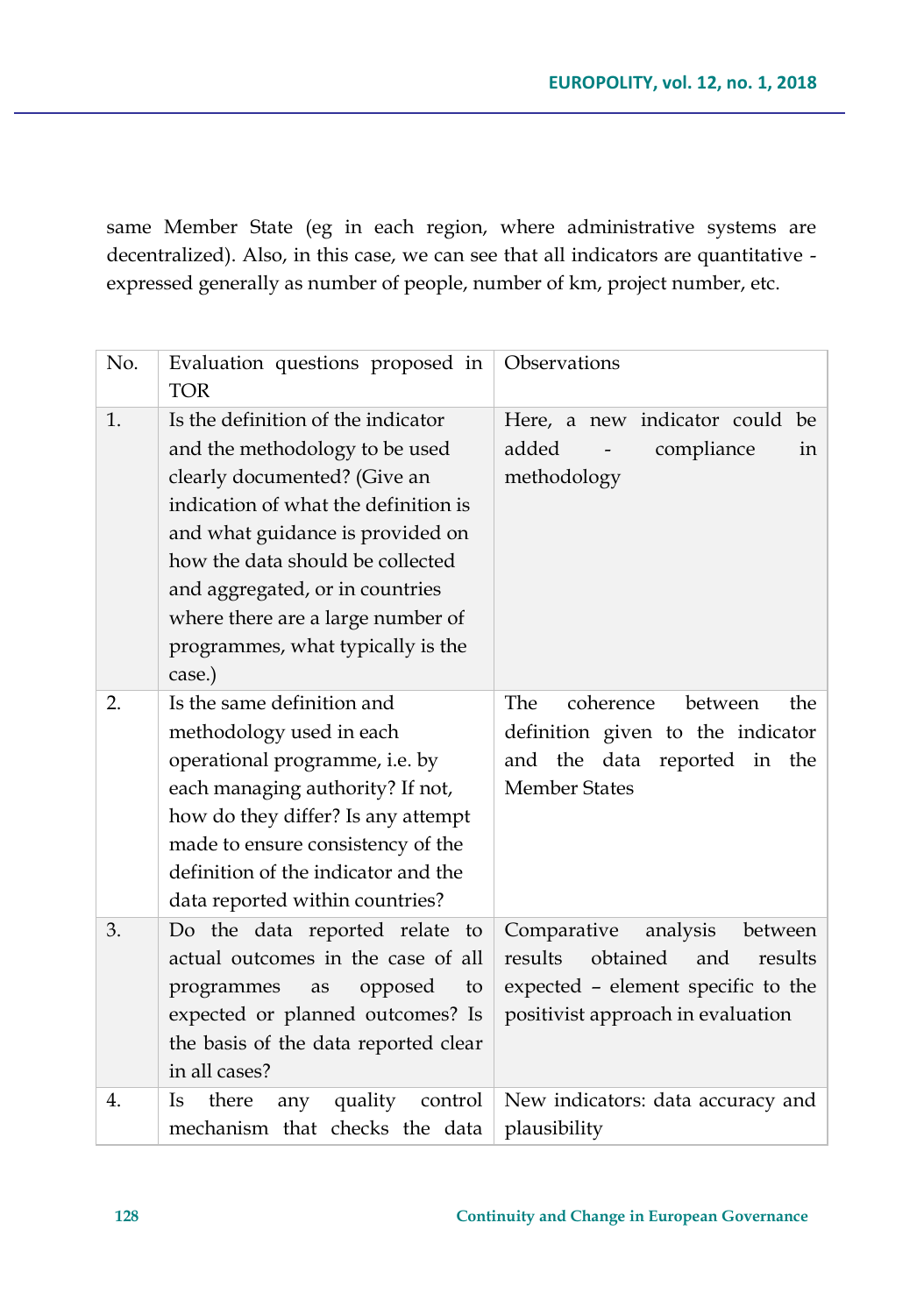same Member State (eg in each region, where administrative systems are decentralized). Also, in this case, we can see that all indicators are quantitative - expressed generally as number of people, number of km, project number, etc.

| No. | Evaluation questions proposed in TOR | Observations |
|---|---|---|
| 1. | Is the definition of the indicator and the methodology to be used clearly documented? (Give an indication of what the definition is and what guidance is provided on how the data should be collected and aggregated, or in countries where there are a large number of programmes, what typically is the case.) | Here, a new indicator could be added - compliance in methodology |
| 2. | Is the same definition and methodology used in each operational programme, i.e. by each managing authority? If not, how do they differ? Is any attempt made to ensure consistency of the definition of the indicator and the data reported within countries? | The coherence between the definition given to the indicator and the data reported in the Member States |
| 3. | Do the data reported relate to actual outcomes in the case of all programmes as opposed to expected or planned outcomes? Is the basis of the data reported clear in all cases? | Comparative analysis between results obtained and results expected – element specific to the positivist approach in evaluation |
| 4. | Is there any quality control mechanism that checks the data | New indicators: data accuracy and plausibility |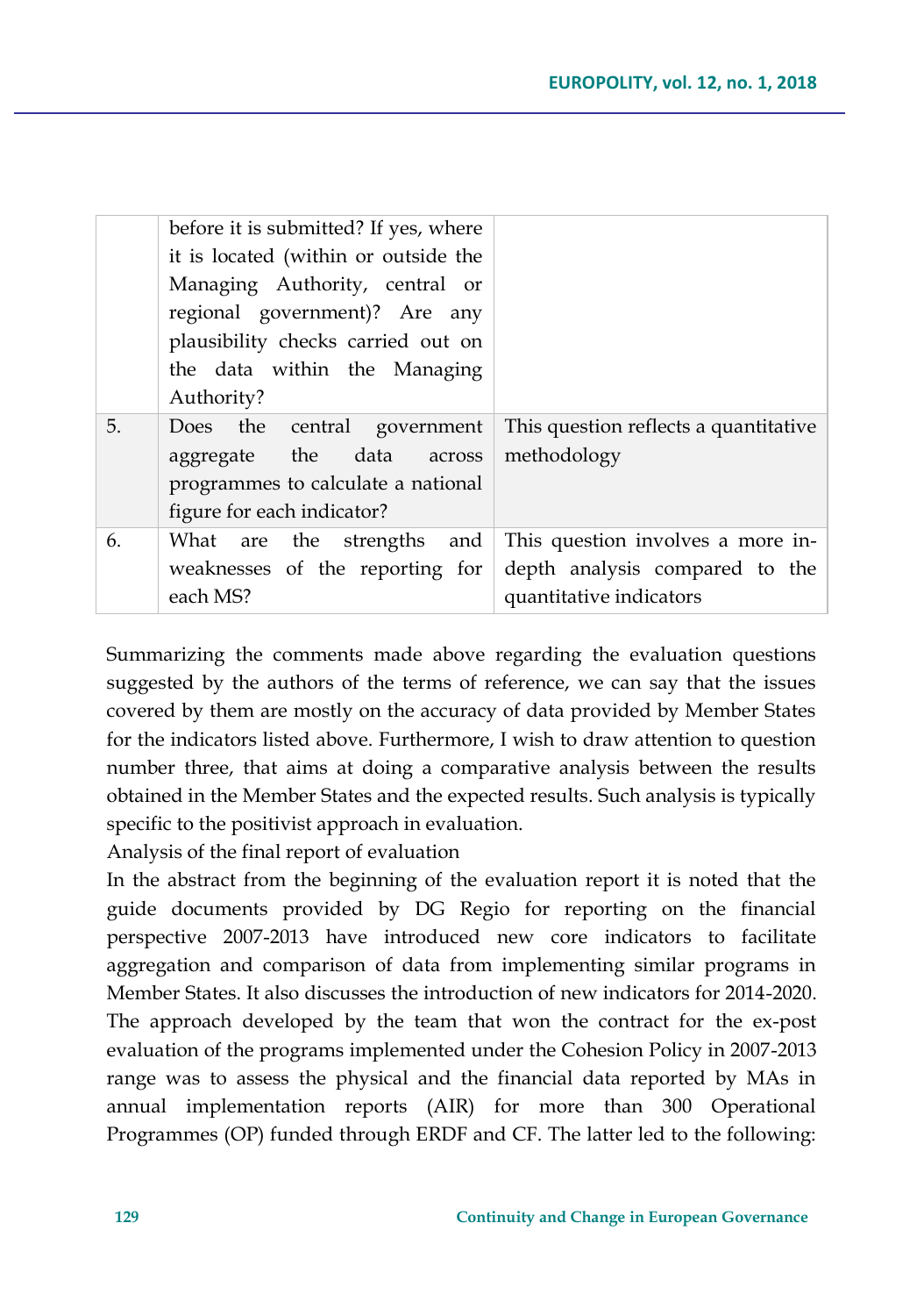| | | |
|---|---|---|
| | before it is submitted? If yes, where it is located (within or outside the Managing Authority, central or regional government)? Are any plausibility checks carried out on the data within the Managing Authority? | |
| 5. | Does the central government aggregate the data across programmes to calculate a national figure for each indicator? | This question reflects a quantitative methodology |
| 6. | What are the strengths and weaknesses of the reporting for each MS? | This question involves a more in-depth analysis compared to the quantitative indicators |

Summarizing the comments made above regarding the evaluation questions suggested by the authors of the terms of reference, we can say that the issues covered by them are mostly on the accuracy of data provided by Member States for the indicators listed above. Furthermore, I wish to draw attention to question number three, that aims at doing a comparative analysis between the results obtained in the Member States and the expected results. Such analysis is typically specific to the positivist approach in evaluation.

Analysis of the final report of evaluation

In the abstract from the beginning of the evaluation report it is noted that the guide documents provided by DG Regio for reporting on the financial perspective 2007-2013 have introduced new core indicators to facilitate aggregation and comparison of data from implementing similar programs in Member States. It also discusses the introduction of new indicators for 2014-2020. The approach developed by the team that won the contract for the ex-post evaluation of the programs implemented under the Cohesion Policy in 2007-2013 range was to assess the physical and the financial data reported by MAs in annual implementation reports (AIR) for more than 300 Operational Programmes (OP) funded through ERDF and CF. The latter led to the following: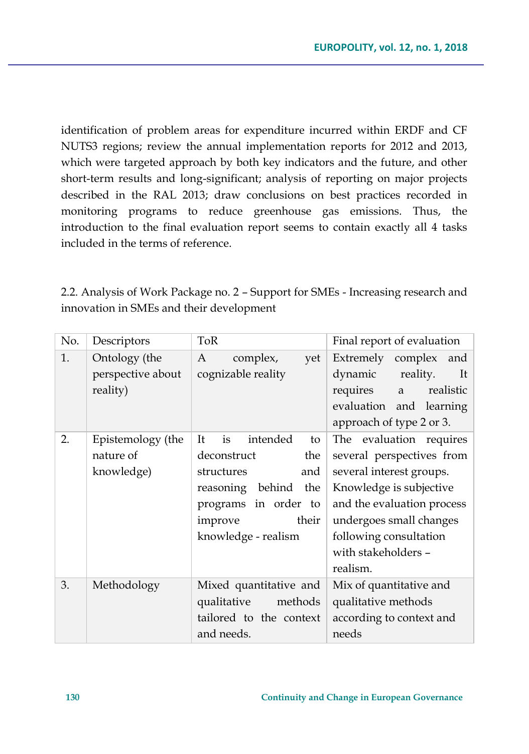identification of problem areas for expenditure incurred within ERDF and CF NUTS3 regions; review the annual implementation reports for 2012 and 2013, which were targeted approach by both key indicators and the future, and other short-term results and long-significant; analysis of reporting on major projects described in the RAL 2013; draw conclusions on best practices recorded in monitoring programs to reduce greenhouse gas emissions. Thus, the introduction to the final evaluation report seems to contain exactly all 4 tasks included in the terms of reference.

2.2. Analysis of Work Package no. 2 – Support for SMEs - Increasing research and innovation in SMEs and their development

| No. | Descriptors | ToR | Final report of evaluation |
|---|---|---|---|
| 1. | Ontology (the perspective about reality) | A complex, yet cognizable reality | Extremely complex and dynamic reality. It requires a realistic evaluation and learning approach of type 2 or 3. |
| 2. | Epistemology (the nature of knowledge) | It is intended to deconstruct the structures and reasoning behind the programs in order to improve their knowledge - realism | The evaluation requires several perspectives from several interest groups. Knowledge is subjective and the evaluation process undergoes small changes following consultation with stakeholders – realism. |
| 3. | Methodology | Mixed quantitative and qualitative methods tailored to the context and needs. | Mix of quantitative and qualitative methods according to context and needs |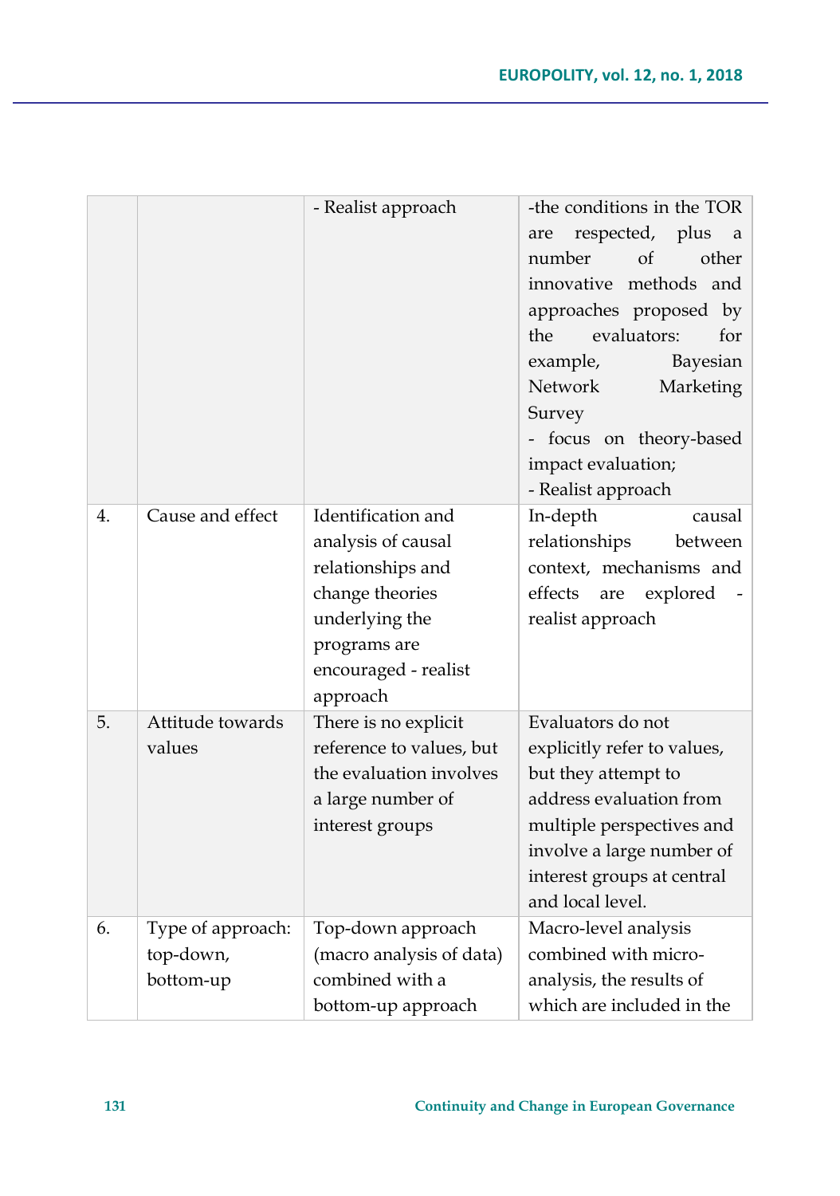|  |  | - Realist approach | -the conditions in the TOR are respected, plus a number of other innovative methods and approaches proposed by the evaluators: for example, Bayesian Network Marketing Survey<br>- focus on theory-based impact evaluation;<br>- Realist approach |
|---|---|---|---|
| 4. | Cause and effect | Identification and analysis of causal relationships and change theories underlying the programs are encouraged - realist approach | In-depth causal relationships between context, mechanisms and effects are explored - realist approach |
| 5. | Attitude towards values | There is no explicit reference to values, but the evaluation involves a large number of interest groups | Evaluators do not explicitly refer to values, but they attempt to address evaluation from multiple perspectives and involve a large number of interest groups at central and local level. |
| 6. | Type of approach: top-down, bottom-up | Top-down approach (macro analysis of data) combined with a bottom-up approach | Macro-level analysis combined with micro-analysis, the results of which are included in the |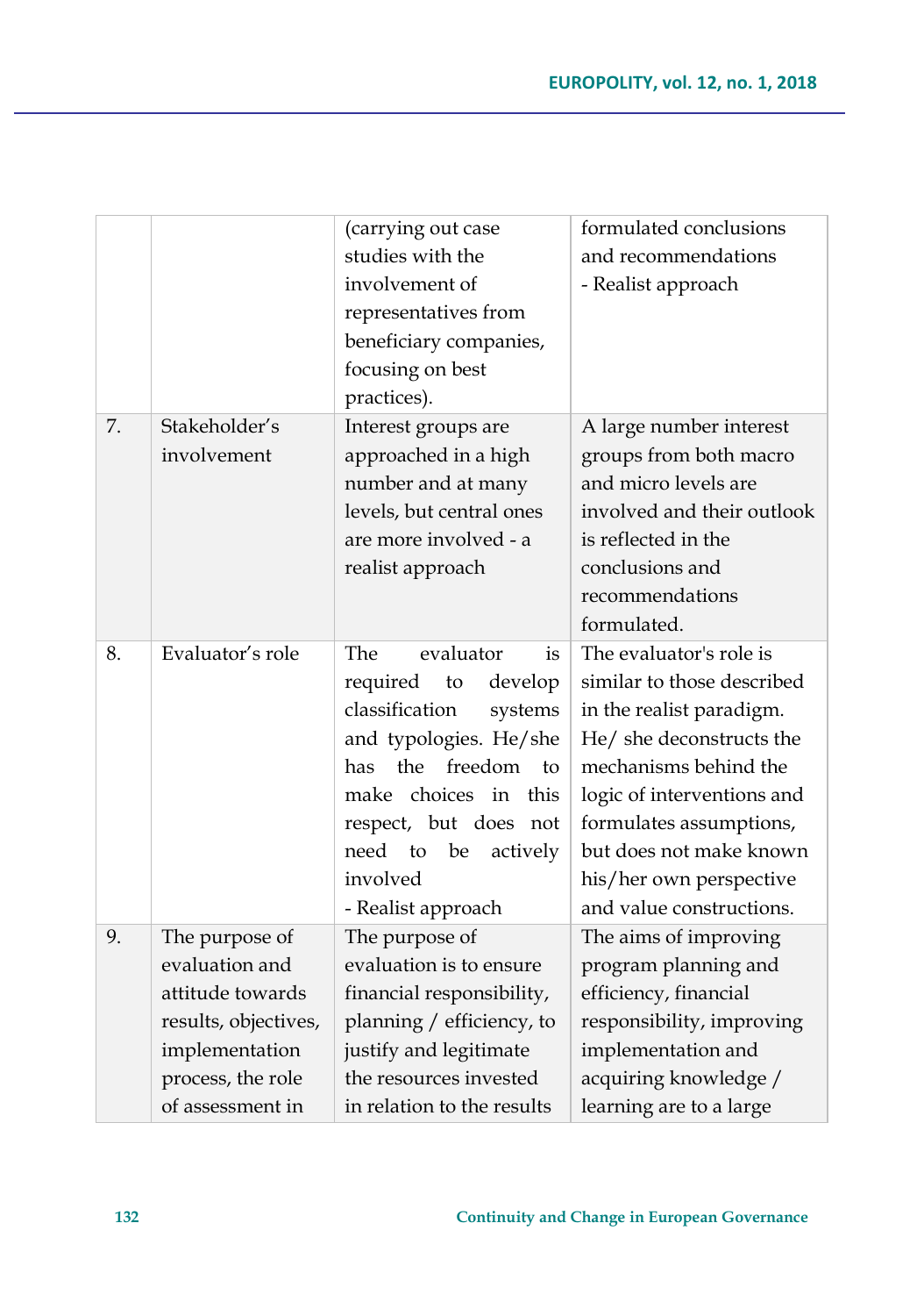| | | (carrying out case studies with the involvement of representatives from beneficiary companies, focusing on best practices). | formulated conclusions and recommendations - Realist approach |
|---|---|---|---|
| 7. | Stakeholder's involvement | Interest groups are approached in a high number and at many levels, but central ones are more involved - a realist approach | A large number interest groups from both macro and micro levels are involved and their outlook is reflected in the conclusions and recommendations formulated. |
| 8. | Evaluator's role | The evaluator is required to develop classification systems and typologies. He/she has the freedom to make choices in this respect, but does not need to be actively involved - Realist approach | The evaluator's role is similar to those described in the realist paradigm. He/ she deconstructs the mechanisms behind the logic of interventions and formulates assumptions, but does not make known his/her own perspective and value constructions. |
| 9. | The purpose of evaluation and attitude towards results, objectives, implementation process, the role of assessment in | The purpose of evaluation is to ensure financial responsibility, planning / efficiency, to justify and legitimate the resources invested in relation to the results | The aims of improving program planning and efficiency, financial responsibility, improving implementation and acquiring knowledge / learning are to a large |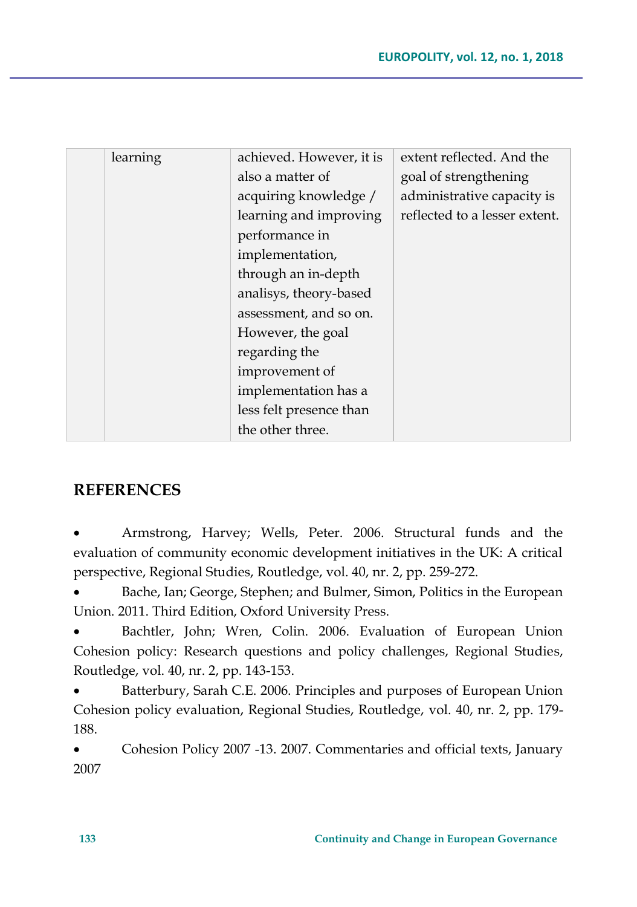| | | | |
|---|---|---|---|
| | learning | achieved. However, it is also a matter of acquiring knowledge / learning and improving performance in implementation, through an in-depth analisys, theory-based assessment, and so on. However, the goal regarding the improvement of implementation has a less felt presence than the other three. | extent reflected. And the goal of strengthening administrative capacity is reflected to a lesser extent. |

## REFERENCES

- Armstrong, Harvey; Wells, Peter. 2006. Structural funds and the evaluation of community economic development initiatives in the UK: A critical perspective, Regional Studies, Routledge, vol. 40, nr. 2, pp. 259-272.
- Bache, Ian; George, Stephen; and Bulmer, Simon, Politics in the European Union. 2011. Third Edition, Oxford University Press.
- Bachtler, John; Wren, Colin. 2006. Evaluation of European Union Cohesion policy: Research questions and policy challenges, Regional Studies, Routledge, vol. 40, nr. 2, pp. 143-153.
- Batterbury, Sarah C.E. 2006. Principles and purposes of European Union Cohesion policy evaluation, Regional Studies, Routledge, vol. 40, nr. 2, pp. 179-188.
- Cohesion Policy 2007 -13. 2007. Commentaries and official texts, January 2007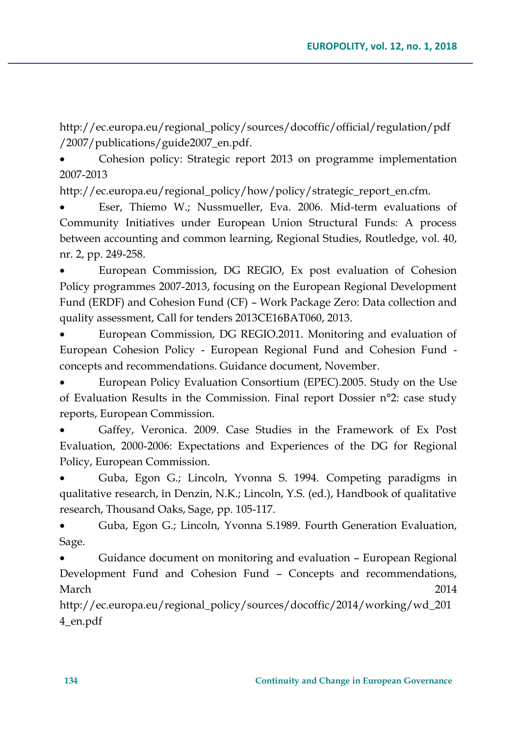http://ec.europa.eu/regional_policy/sources/docoffic/official/regulation/pdf/2007/publications/guide2007_en.pdf.

- Cohesion policy: Strategic report 2013 on programme implementation 2007-2013 http://ec.europa.eu/regional_policy/how/policy/strategic_report_en.cfm.
- Eser, Thiemo W.; Nussmueller, Eva. 2006. Mid-term evaluations of Community Initiatives under European Union Structural Funds: A process between accounting and common learning, Regional Studies, Routledge, vol. 40, nr. 2, pp. 249-258.
- European Commission, DG REGIO, Ex post evaluation of Cohesion Policy programmes 2007-2013, focusing on the European Regional Development Fund (ERDF) and Cohesion Fund (CF) – Work Package Zero: Data collection and quality assessment, Call for tenders 2013CE16BAT060, 2013.
- European Commission, DG REGIO.2011. Monitoring and evaluation of European Cohesion Policy - European Regional Fund and Cohesion Fund - concepts and recommendations. Guidance document, November.
- European Policy Evaluation Consortium (EPEC).2005. Study on the Use of Evaluation Results in the Commission. Final report Dossier n°2: case study reports, European Commission.
- Gaffey, Veronica. 2009. Case Studies in the Framework of Ex Post Evaluation, 2000-2006: Expectations and Experiences of the DG for Regional Policy, European Commission.
- Guba, Egon G.; Lincoln, Yvonna S. 1994. Competing paradigms in qualitative research, în Denzin, N.K.; Lincoln, Y.S. (ed.), Handbook of qualitative research, Thousand Oaks, Sage, pp. 105-117.
- Guba, Egon G.; Lincoln, Yvonna S.1989. Fourth Generation Evaluation, Sage.
- Guidance document on monitoring and evaluation – European Regional Development Fund and Cohesion Fund – Concepts and recommendations, March 2014 http://ec.europa.eu/regional_policy/sources/docoffic/2014/working/wd_2014_en.pdf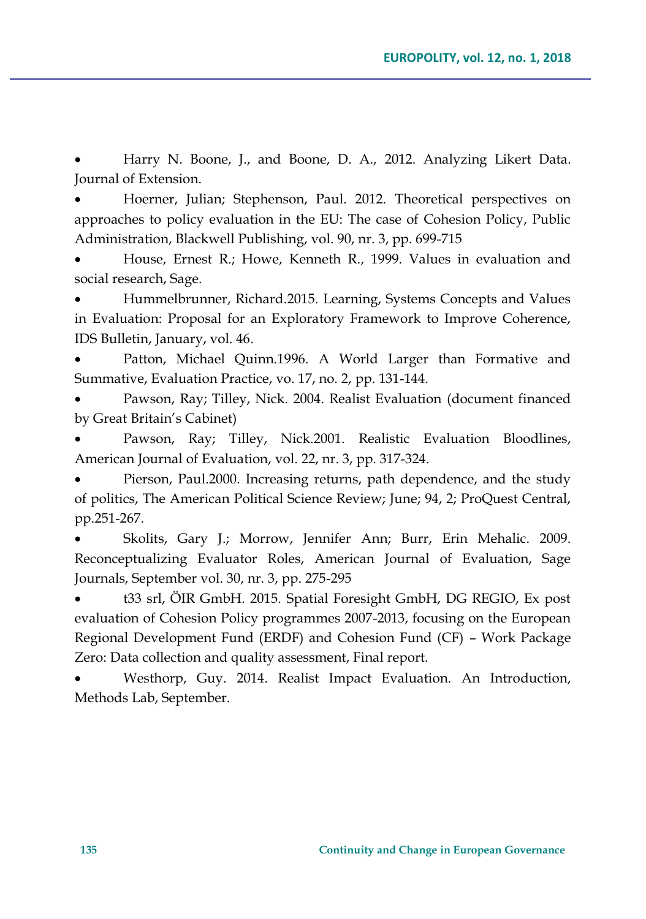- Harry N. Boone, J., and Boone, D. A., 2012. Analyzing Likert Data. Journal of Extension.
- Hoerner, Julian; Stephenson, Paul. 2012. Theoretical perspectives on approaches to policy evaluation in the EU: The case of Cohesion Policy, Public Administration, Blackwell Publishing, vol. 90, nr. 3, pp. 699-715
- House, Ernest R.; Howe, Kenneth R., 1999. Values in evaluation and social research, Sage.
- Hummelbrunner, Richard.2015. Learning, Systems Concepts and Values in Evaluation: Proposal for an Exploratory Framework to Improve Coherence, IDS Bulletin, January, vol. 46.
- Patton, Michael Quinn.1996. A World Larger than Formative and Summative, Evaluation Practice, vo. 17, no. 2, pp. 131-144.
- Pawson, Ray; Tilley, Nick. 2004. Realist Evaluation (document financed by Great Britain's Cabinet)
- Pawson, Ray; Tilley, Nick.2001. Realistic Evaluation Bloodlines, American Journal of Evaluation, vol. 22, nr. 3, pp. 317-324.
- Pierson, Paul.2000. Increasing returns, path dependence, and the study of politics, The American Political Science Review; June; 94, 2; ProQuest Central, pp.251-267.
- Skolits, Gary J.; Morrow, Jennifer Ann; Burr, Erin Mehalic. 2009. Reconceptualizing Evaluator Roles, American Journal of Evaluation, Sage Journals, September vol. 30, nr. 3, pp. 275-295
- t33 srl, ÖIR GmbH. 2015. Spatial Foresight GmbH, DG REGIO, Ex post evaluation of Cohesion Policy programmes 2007-2013, focusing on the European Regional Development Fund (ERDF) and Cohesion Fund (CF) – Work Package Zero: Data collection and quality assessment, Final report.
- Westhorp, Guy. 2014. Realist Impact Evaluation. An Introduction, Methods Lab, September.